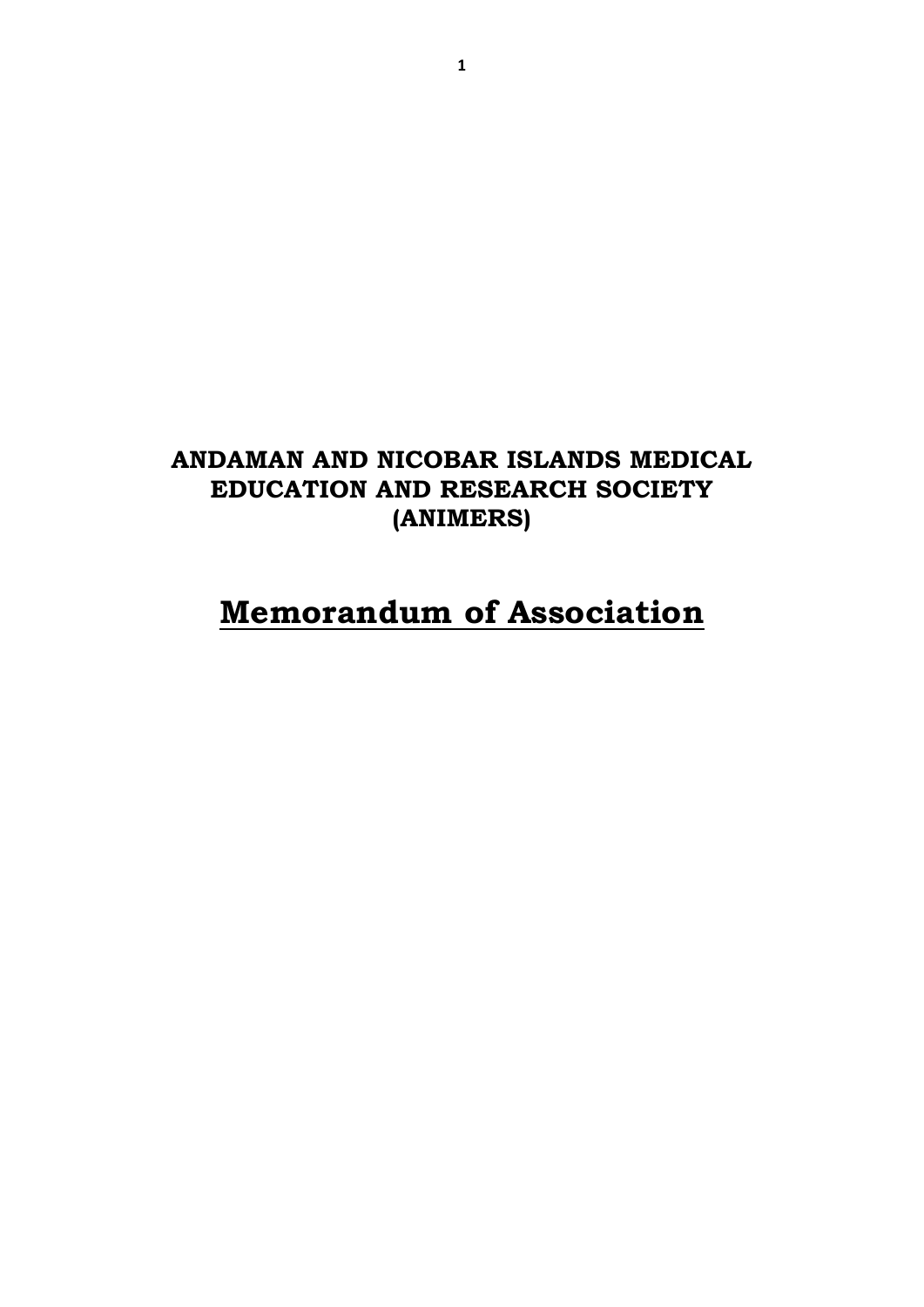**ANDAMAN AND NICOBAR ISLANDS MEDICAL EDUCATION AND RESEARCH SOCIETY (ANIMERS)**

# Memorandum of Association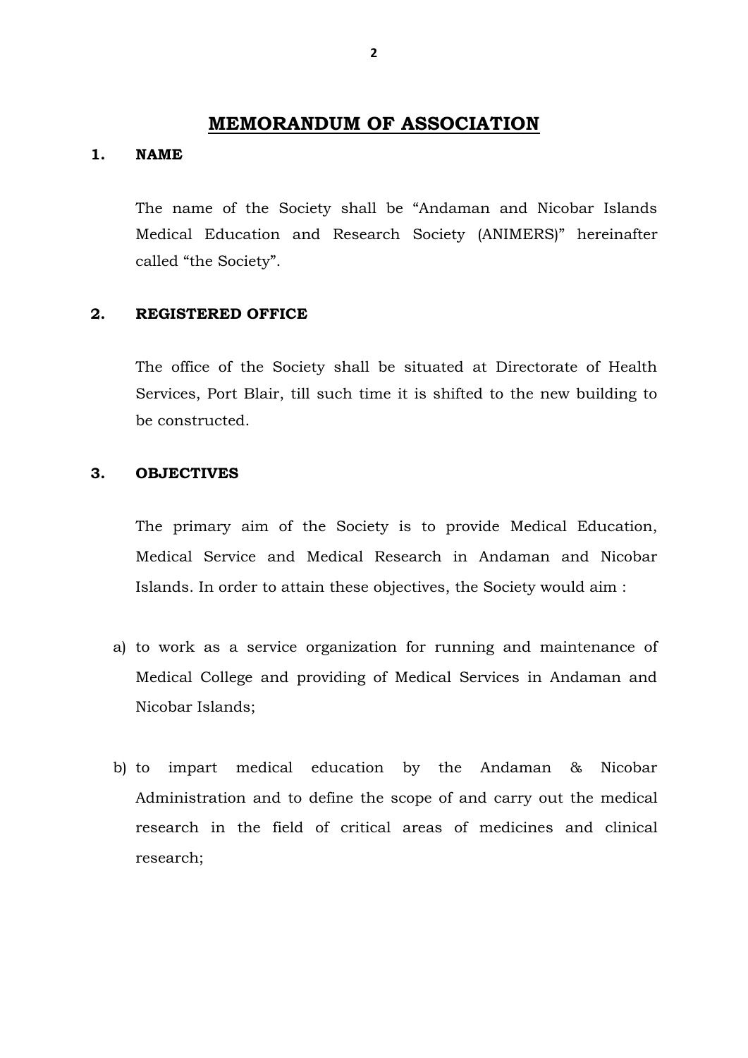# MEMORANDUM OF ASSOCIATION

**1. NAME**

The name of the Society shall be “Andaman and Nicobar Islands Medical Education and Research Society (ANIMERS)” hereinafter called “the Society”.

**2. REGISTERED OFFICE**

The office of the Society shall be situated at Directorate of Health Services, Port Blair, till such time it is shifted to the new building to be constructed.

**3. OBJECTIVES**

The primary aim of the Society is to provide Medical Education, Medical Service and Medical Research in Andaman and Nicobar Islands. In order to attain these objectives, the Society would aim :

a) to work as a service organization for running and maintenance of Medical College and providing of Medical Services in Andaman and Nicobar Islands;

b) to impart medical education by the Andaman & Nicobar Administration and to define the scope of and carry out the medical research in the field of critical areas of medicines and clinical research;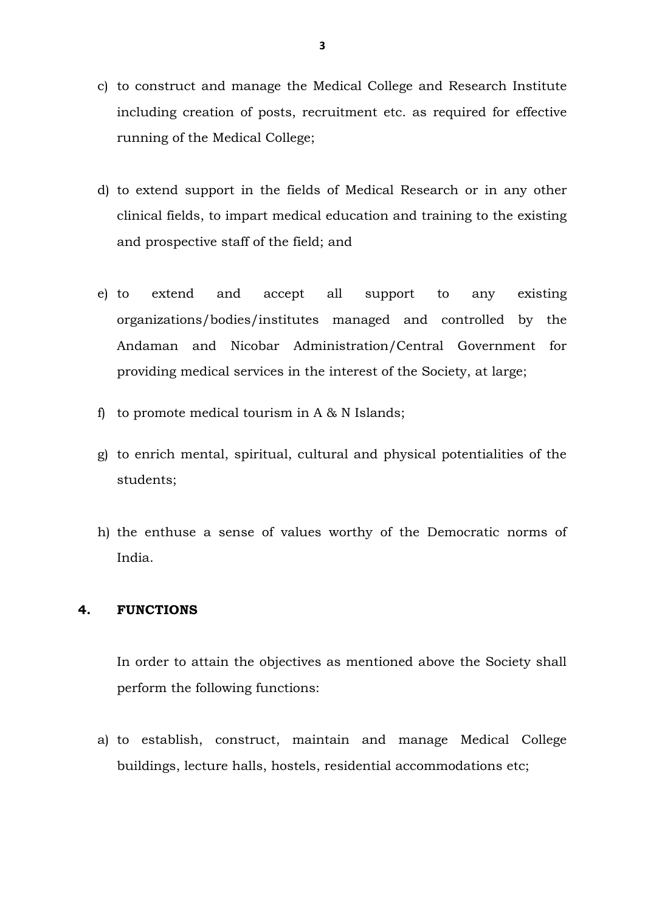c) to construct and manage the Medical College and Research Institute including creation of posts, recruitment etc. as required for effective running of the Medical College;

d) to extend support in the fields of Medical Research or in any other clinical fields, to impart medical education and training to the existing and prospective staff of the field; and

e) to extend and accept all support to any existing organizations/bodies/institutes managed and controlled by the Andaman and Nicobar Administration/Central Government for providing medical services in the interest of the Society, at large;

f) to promote medical tourism in A & N Islands;

g) to enrich mental, spiritual, cultural and physical potentialities of the students;

h) the enthuse a sense of values worthy of the Democratic norms of India.

**4. FUNCTIONS**

In order to attain the objectives as mentioned above the Society shall perform the following functions:

a) to establish, construct, maintain and manage Medical College buildings, lecture halls, hostels, residential accommodations etc;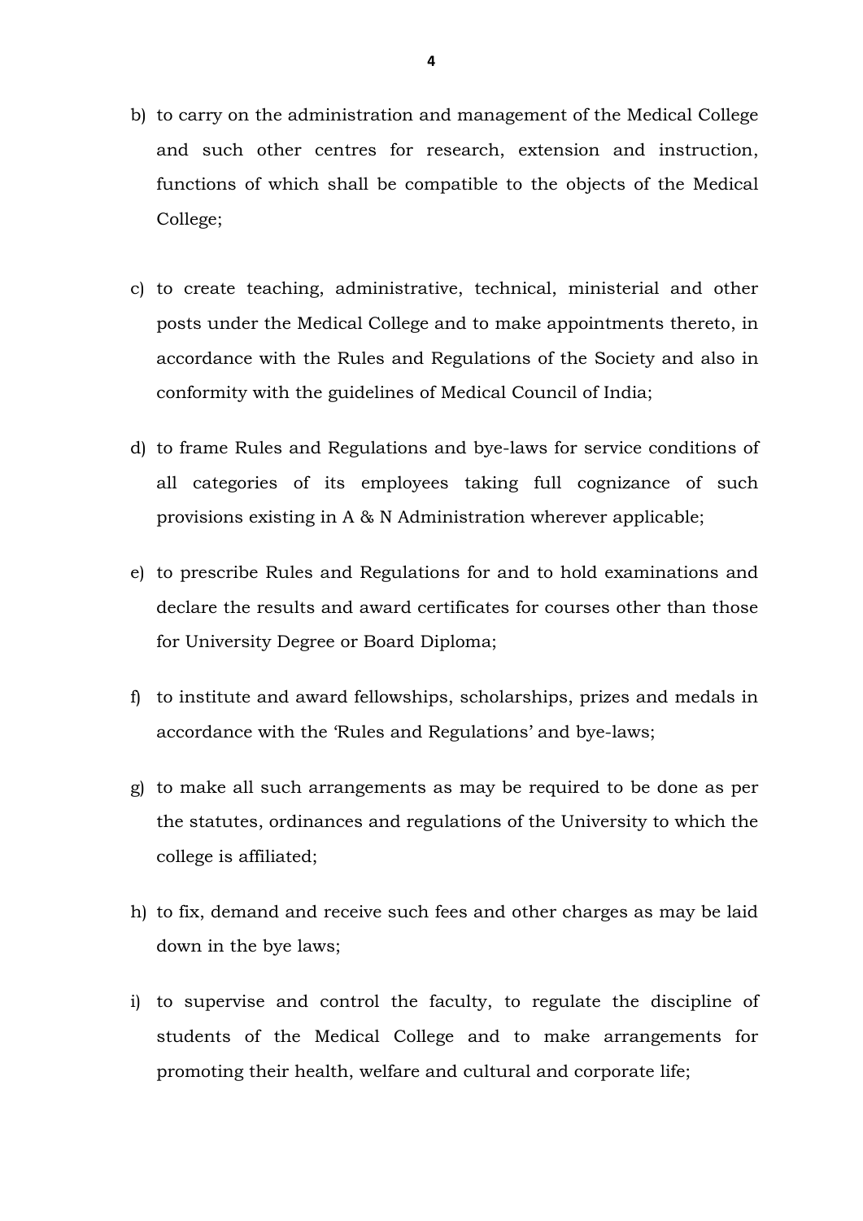b) to carry on the administration and management of the Medical College and such other centres for research, extension and instruction, functions of which shall be compatible to the objects of the Medical College;

c) to create teaching, administrative, technical, ministerial and other posts under the Medical College and to make appointments thereto, in accordance with the Rules and Regulations of the Society and also in conformity with the guidelines of Medical Council of India;

d) to frame Rules and Regulations and bye-laws for service conditions of all categories of its employees taking full cognizance of such provisions existing in A & N Administration wherever applicable;

e) to prescribe Rules and Regulations for and to hold examinations and declare the results and award certificates for courses other than those for University Degree or Board Diploma;

f) to institute and award fellowships, scholarships, prizes and medals in accordance with the 'Rules and Regulations' and bye-laws;

g) to make all such arrangements as may be required to be done as per the statutes, ordinances and regulations of the University to which the college is affiliated;

h) to fix, demand and receive such fees and other charges as may be laid down in the bye laws;

i) to supervise and control the faculty, to regulate the discipline of students of the Medical College and to make arrangements for promoting their health, welfare and cultural and corporate life;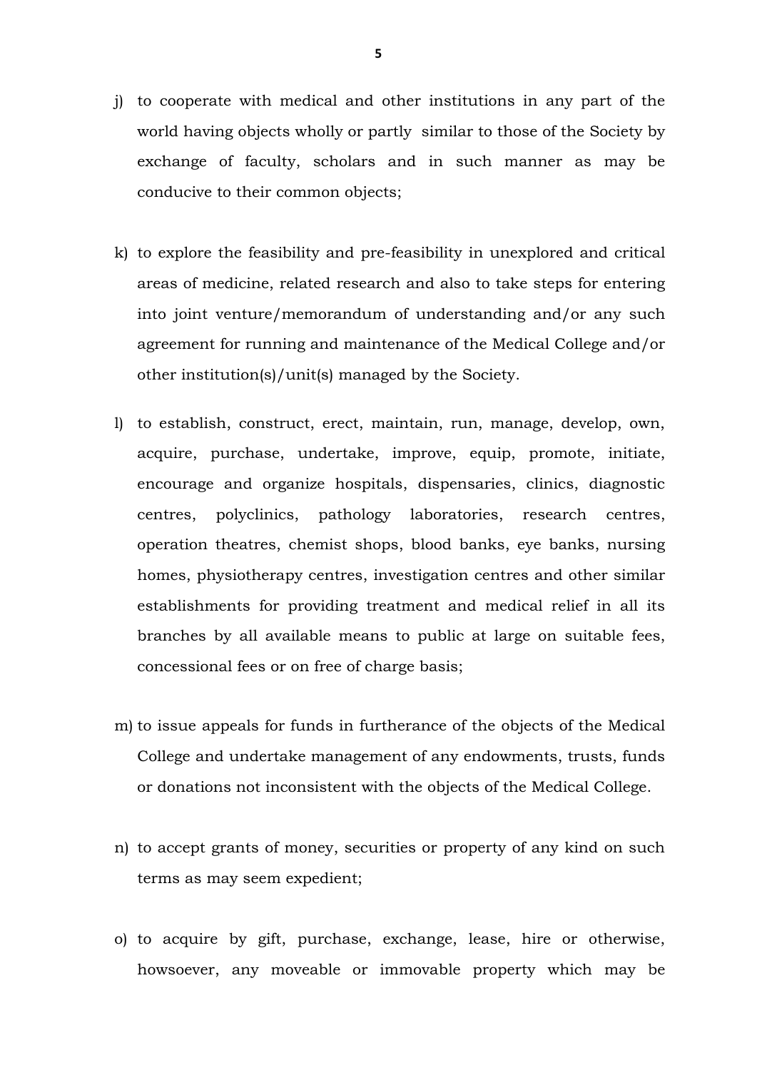j) to cooperate with medical and other institutions in any part of the world having objects wholly or partly similar to those of the Society by exchange of faculty, scholars and in such manner as may be conducive to their common objects;

k) to explore the feasibility and pre-feasibility in unexplored and critical areas of medicine, related research and also to take steps for entering into joint venture/memorandum of understanding and/or any such agreement for running and maintenance of the Medical College and/or other institution(s)/unit(s) managed by the Society.

l) to establish, construct, erect, maintain, run, manage, develop, own, acquire, purchase, undertake, improve, equip, promote, initiate, encourage and organize hospitals, dispensaries, clinics, diagnostic centres, polyclinics, pathology laboratories, research centres, operation theatres, chemist shops, blood banks, eye banks, nursing homes, physiotherapy centres, investigation centres and other similar establishments for providing treatment and medical relief in all its branches by all available means to public at large on suitable fees, concessional fees or on free of charge basis;

m) to issue appeals for funds in furtherance of the objects of the Medical College and undertake management of any endowments, trusts, funds or donations not inconsistent with the objects of the Medical College.

n) to accept grants of money, securities or property of any kind on such terms as may seem expedient;

o) to acquire by gift, purchase, exchange, lease, hire or otherwise, howsoever, any moveable or immovable property which may be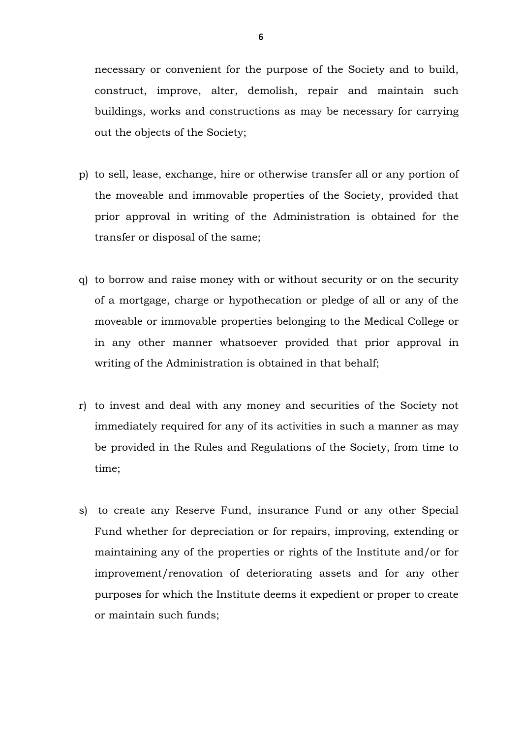necessary or convenient for the purpose of the Society and to build, construct, improve, alter, demolish, repair and maintain such buildings, works and constructions as may be necessary for carrying out the objects of the Society;

p) to sell, lease, exchange, hire or otherwise transfer all or any portion of the moveable and immovable properties of the Society, provided that prior approval in writing of the Administration is obtained for the transfer or disposal of the same;

q) to borrow and raise money with or without security or on the security of a mortgage, charge or hypothecation or pledge of all or any of the moveable or immovable properties belonging to the Medical College or in any other manner whatsoever provided that prior approval in writing of the Administration is obtained in that behalf;

r) to invest and deal with any money and securities of the Society not immediately required for any of its activities in such a manner as may be provided in the Rules and Regulations of the Society, from time to time;

s) to create any Reserve Fund, insurance Fund or any other Special Fund whether for depreciation or for repairs, improving, extending or maintaining any of the properties or rights of the Institute and/or for improvement/renovation of deteriorating assets and for any other purposes for which the Institute deems it expedient or proper to create or maintain such funds;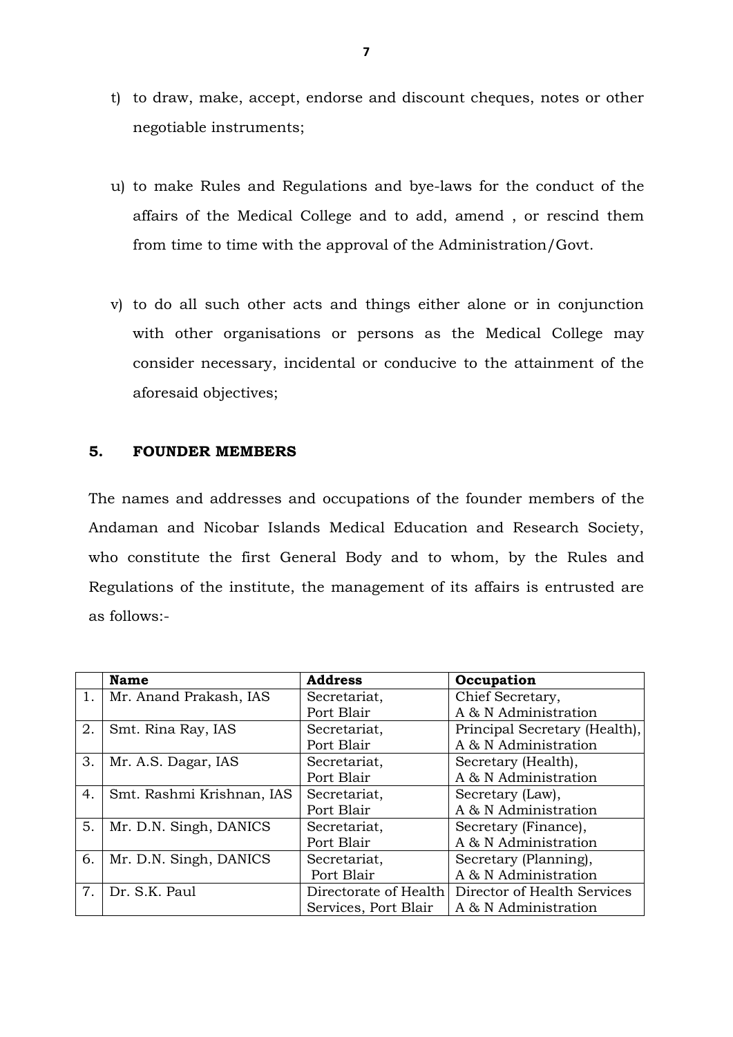t) to draw, make, accept, endorse and discount cheques, notes or other negotiable instruments;

u) to make Rules and Regulations and bye-laws for the conduct of the affairs of the Medical College and to add, amend , or rescind them from time to time with the approval of the Administration/Govt.

v) to do all such other acts and things either alone or in conjunction with other organisations or persons as the Medical College may consider necessary, incidental or conducive to the attainment of the aforesaid objectives;

## 5. FOUNDER MEMBERS

The names and addresses and occupations of the founder members of the Andaman and Nicobar Islands Medical Education and Research Society, who constitute the first General Body and to whom, by the Rules and Regulations of the institute, the management of its affairs is entrusted are as follows:-

| | Name | Address | Occupation |
|---|---|---|---|
| 1. | Mr. Anand Prakash, IAS | Secretariat, Port Blair | Chief Secretary, A & N Administration |
| 2. | Smt. Rina Ray, IAS | Secretariat, Port Blair | Principal Secretary (Health), A & N Administration |
| 3. | Mr. A.S. Dagar, IAS | Secretariat, Port Blair | Secretary (Health), A & N Administration |
| 4. | Smt. Rashmi Krishnan, IAS | Secretariat, Port Blair | Secretary (Law), A & N Administration |
| 5. | Mr. D.N. Singh, DANICS | Secretariat, Port Blair | Secretary (Finance), A & N Administration |
| 6. | Mr. D.N. Singh, DANICS | Secretariat, Port Blair | Secretary (Planning), A & N Administration |
| 7. | Dr. S.K. Paul | Directorate of Health Services, Port Blair | Director of Health Services A & N Administration |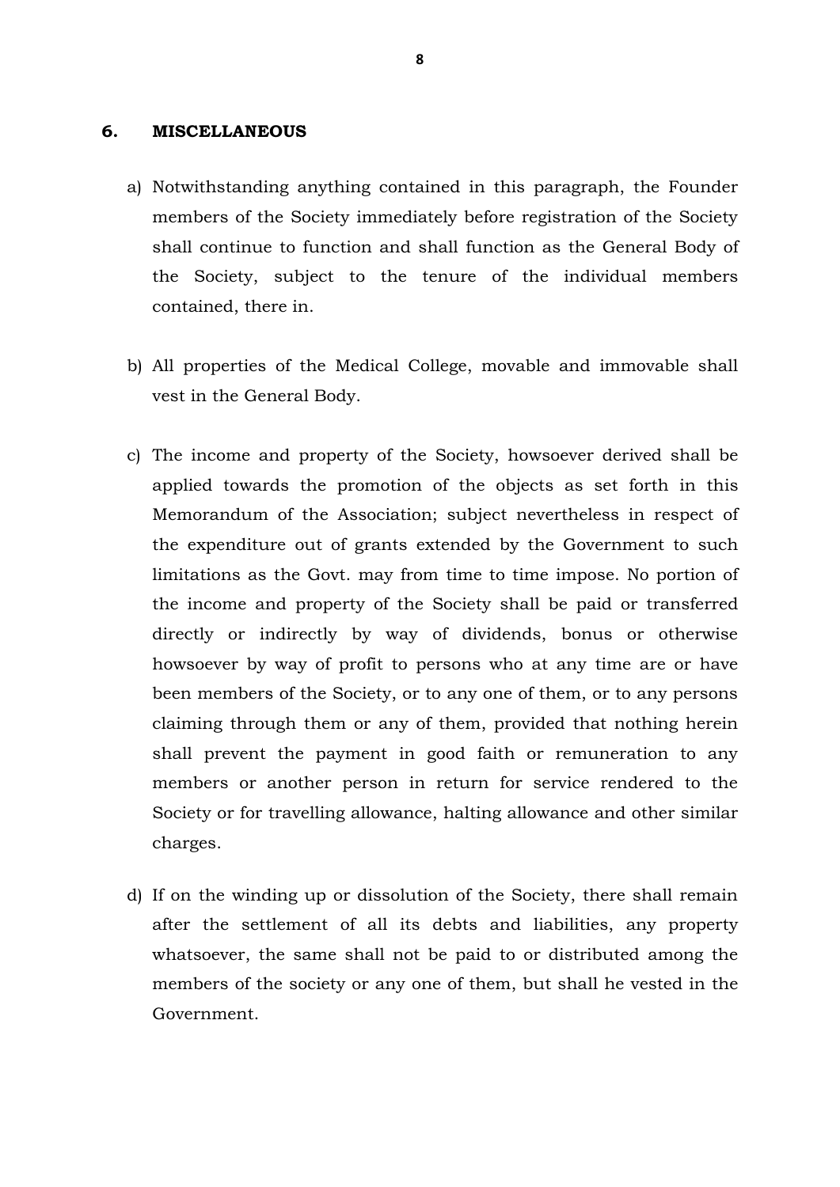## 6. MISCELLANEOUS

a) Notwithstanding anything contained in this paragraph, the Founder members of the Society immediately before registration of the Society shall continue to function and shall function as the General Body of the Society, subject to the tenure of the individual members contained, there in.

b) All properties of the Medical College, movable and immovable shall vest in the General Body.

c) The income and property of the Society, howsoever derived shall be applied towards the promotion of the objects as set forth in this Memorandum of the Association; subject nevertheless in respect of the expenditure out of grants extended by the Government to such limitations as the Govt. may from time to time impose. No portion of the income and property of the Society shall be paid or transferred directly or indirectly by way of dividends, bonus or otherwise howsoever by way of profit to persons who at any time are or have been members of the Society, or to any one of them, or to any persons claiming through them or any of them, provided that nothing herein shall prevent the payment in good faith or remuneration to any members or another person in return for service rendered to the Society or for travelling allowance, halting allowance and other similar charges.

d) If on the winding up or dissolution of the Society, there shall remain after the settlement of all its debts and liabilities, any property whatsoever, the same shall not be paid to or distributed among the members of the society or any one of them, but shall he vested in the Government.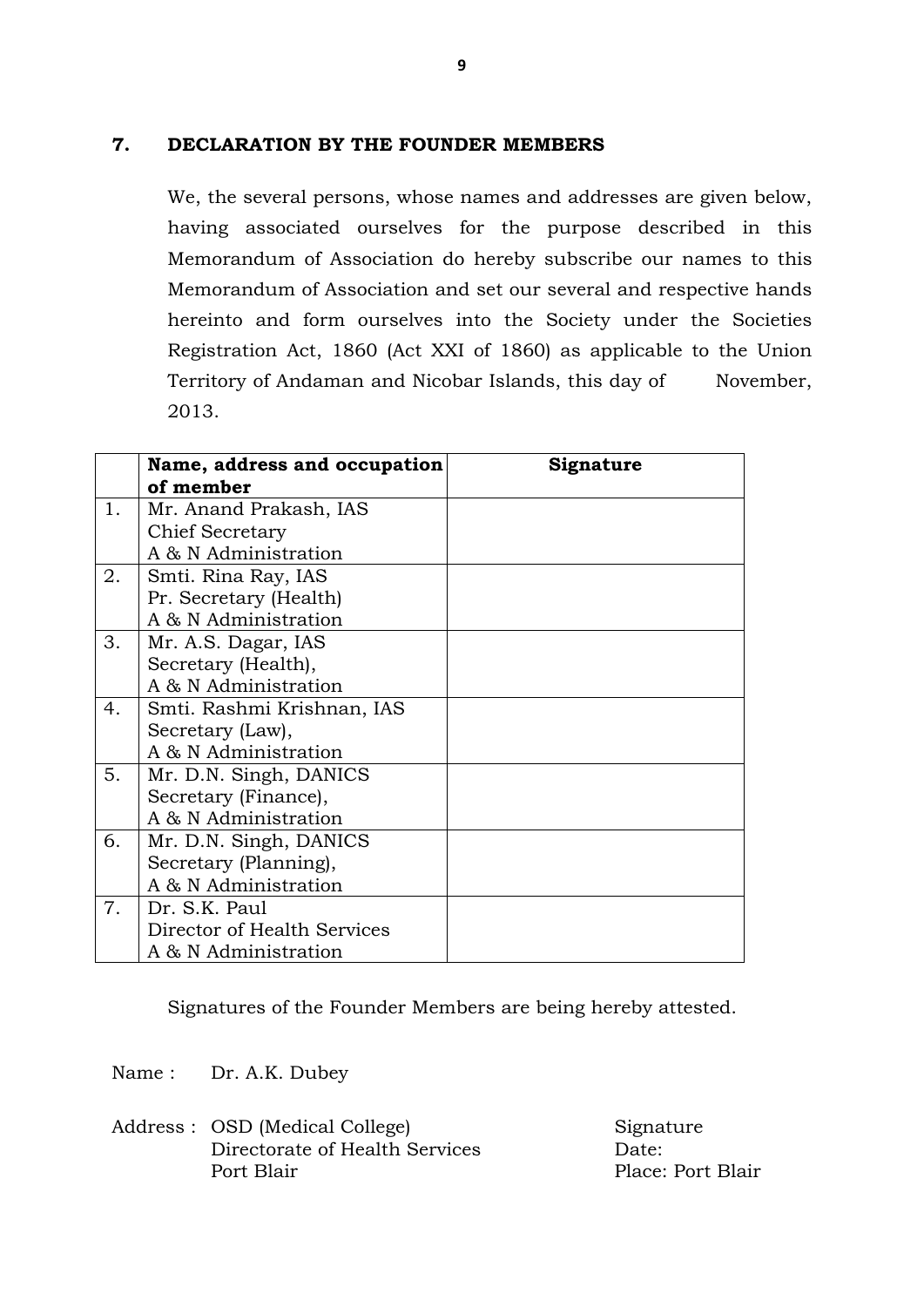## 7. DECLARATION BY THE FOUNDER MEMBERS

We, the several persons, whose names and addresses are given below, having associated ourselves for the purpose described in this Memorandum of Association do hereby subscribe our names to this Memorandum of Association and set our several and respective hands hereinto and form ourselves into the Society under the Societies Registration Act, 1860 (Act XXI of 1860) as applicable to the Union Territory of Andaman and Nicobar Islands, this day of November, 2013.

| | **Name, address and occupation of member** | **Signature** |
|---|---|---|
| 1. | Mr. Anand Prakash, IAS<br>Chief Secretary<br>A & N Administration | |
| 2. | Smti. Rina Ray, IAS<br>Pr. Secretary (Health)<br>A & N Administration | |
| 3. | Mr. A.S. Dagar, IAS<br>Secretary (Health),<br>A & N Administration | |
| 4. | Smti. Rashmi Krishnan, IAS<br>Secretary (Law),<br>A & N Administration | |
| 5. | Mr. D.N. Singh, DANICS<br>Secretary (Finance),<br>A & N Administration | |
| 6. | Mr. D.N. Singh, DANICS<br>Secretary (Planning),<br>A & N Administration | |
| 7. | Dr. S.K. Paul<br>Director of Health Services<br>A & N Administration | |

Signatures of the Founder Members are being hereby attested.

Name : Dr. A.K. Dubey

Address : OSD (Medical College)
Directorate of Health Services
Port Blair

Signature
Date:
Place: Port Blair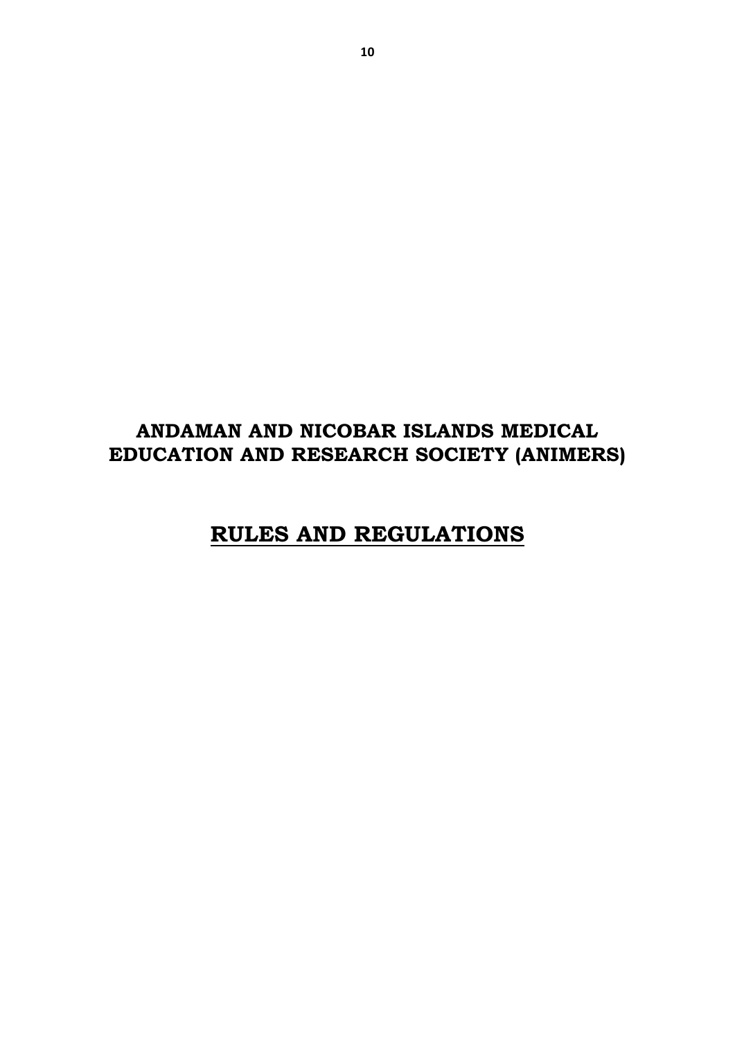# ANDAMAN AND NICOBAR ISLANDS MEDICAL EDUCATION AND RESEARCH SOCIETY (ANIMERS)

## RULES AND REGULATIONS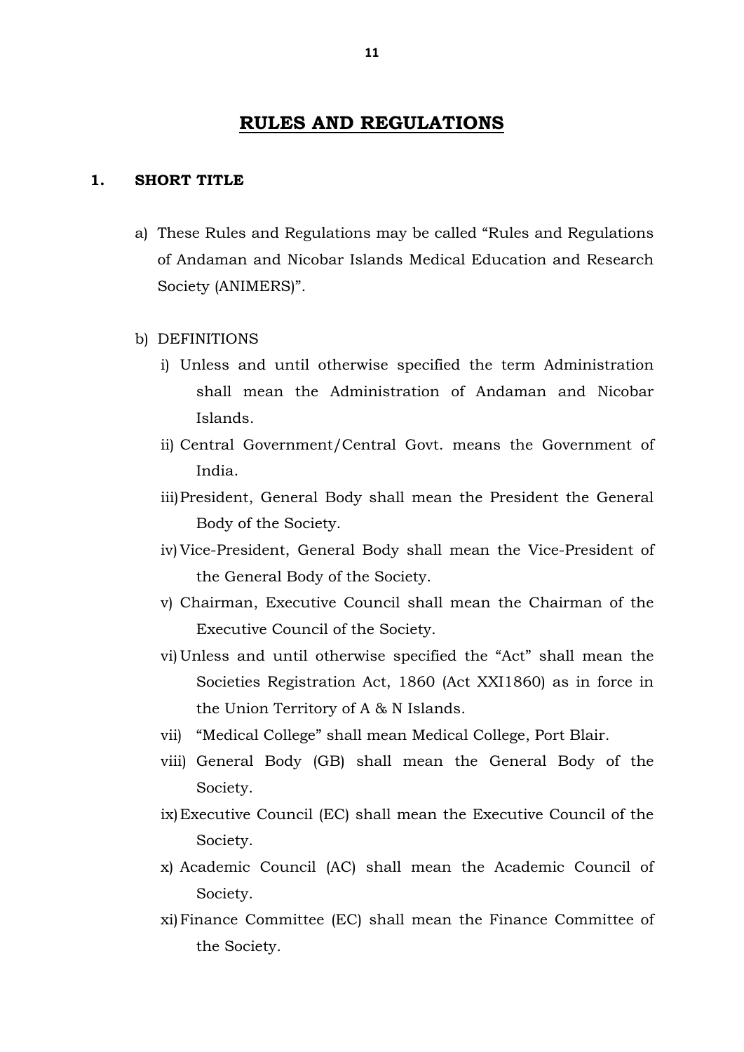# RULES AND REGULATIONS

## 1. SHORT TITLE

a) These Rules and Regulations may be called "Rules and Regulations of Andaman and Nicobar Islands Medical Education and Research Society (ANIMERS)".

b) DEFINITIONS

i) Unless and until otherwise specified the term Administration shall mean the Administration of Andaman and Nicobar Islands.

ii) Central Government/Central Govt. means the Government of India.

iii) President, General Body shall mean the President the General Body of the Society.

iv) Vice-President, General Body shall mean the Vice-President of the General Body of the Society.

v) Chairman, Executive Council shall mean the Chairman of the Executive Council of the Society.

vi) Unless and until otherwise specified the "Act" shall mean the Societies Registration Act, 1860 (Act XXI1860) as in force in the Union Territory of A & N Islands.

vii) "Medical College" shall mean Medical College, Port Blair.

viii) General Body (GB) shall mean the General Body of the Society.

ix) Executive Council (EC) shall mean the Executive Council of the Society.

x) Academic Council (AC) shall mean the Academic Council of Society.

xi) Finance Committee (EC) shall mean the Finance Committee of the Society.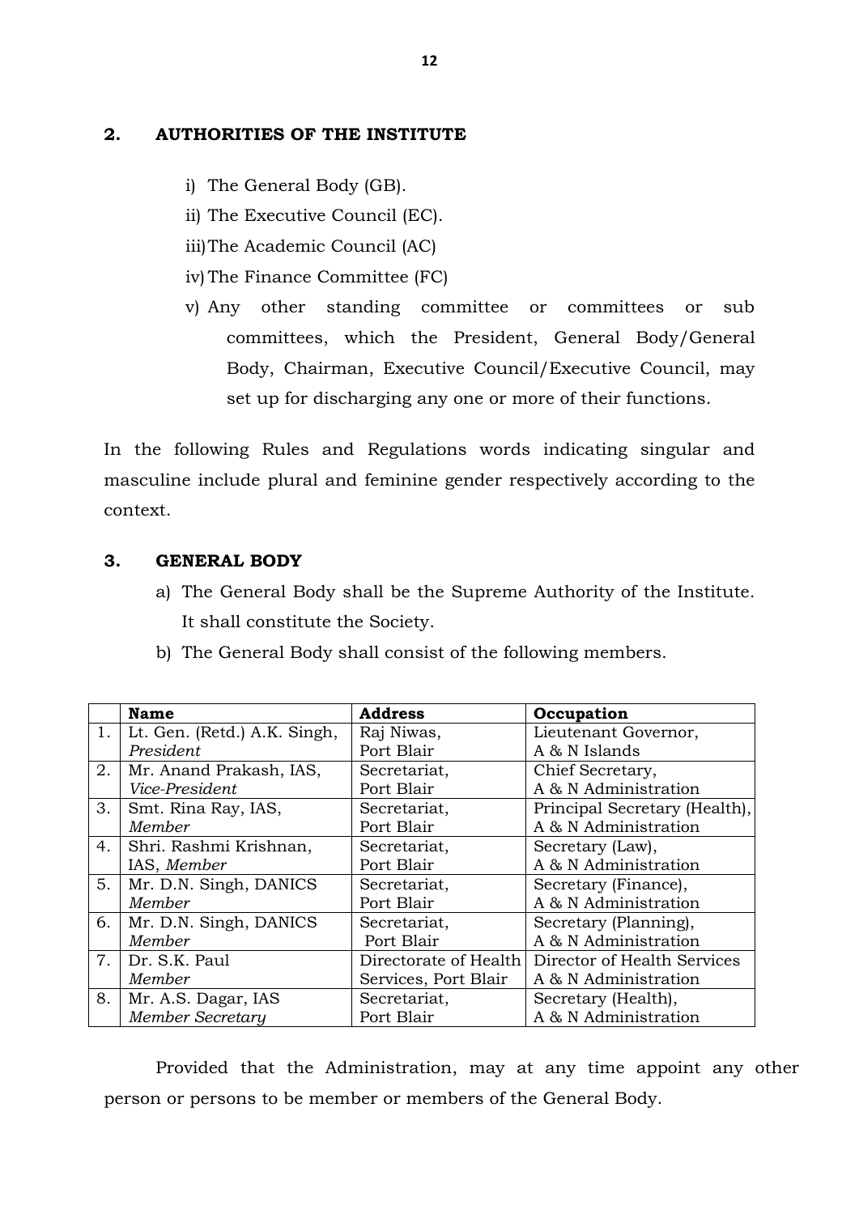## 2. AUTHORITIES OF THE INSTITUTE

i) The General Body (GB).

ii) The Executive Council (EC).

iii) The Academic Council (AC)

iv) The Finance Committee (FC)

v) Any other standing committee or committees or sub committees, which the President, General Body/General Body, Chairman, Executive Council/Executive Council, may set up for discharging any one or more of their functions.

In the following Rules and Regulations words indicating singular and masculine include plural and feminine gender respectively according to the context.

## 3. GENERAL BODY

a) The General Body shall be the Supreme Authority of the Institute. It shall constitute the Society.

b) The General Body shall consist of the following members.

| | Name | Address | Occupation |
|---|---|---|---|
| 1. | Lt. Gen. (Retd.) A.K. Singh, *President* | Raj Niwas, Port Blair | Lieutenant Governor, A & N Islands |
| 2. | Mr. Anand Prakash, IAS, *Vice-President* | Secretariat, Port Blair | Chief Secretary, A & N Administration |
| 3. | Smt. Rina Ray, IAS, *Member* | Secretariat, Port Blair | Principal Secretary (Health), A & N Administration |
| 4. | Shri. Rashmi Krishnan, IAS, *Member* | Secretariat, Port Blair | Secretary (Law), A & N Administration |
| 5. | Mr. D.N. Singh, DANICS *Member* | Secretariat, Port Blair | Secretary (Finance), A & N Administration |
| 6. | Mr. D.N. Singh, DANICS *Member* | Secretariat, Port Blair | Secretary (Planning), A & N Administration |
| 7. | Dr. S.K. Paul *Member* | Directorate of Health Services, Port Blair | Director of Health Services A & N Administration |
| 8. | Mr. A.S. Dagar, IAS *Member Secretary* | Secretariat, Port Blair | Secretary (Health), A & N Administration |

Provided that the Administration, may at any time appoint any other person or persons to be member or members of the General Body.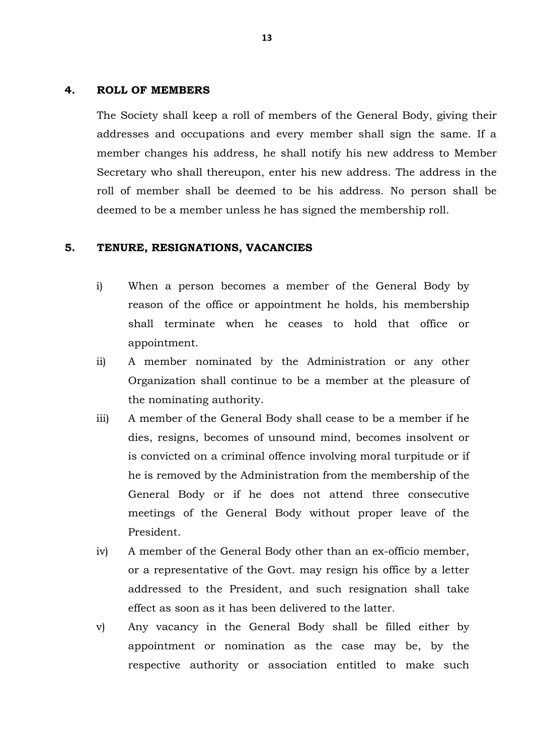## 4. ROLL OF MEMBERS

The Society shall keep a roll of members of the General Body, giving their addresses and occupations and every member shall sign the same. If a member changes his address, he shall notify his new address to Member Secretary who shall thereupon, enter his new address. The address in the roll of member shall be deemed to be his address. No person shall be deemed to be a member unless he has signed the membership roll.

## 5. TENURE, RESIGNATIONS, VACANCIES

i) When a person becomes a member of the General Body by reason of the office or appointment he holds, his membership shall terminate when he ceases to hold that office or appointment.

ii) A member nominated by the Administration or any other Organization shall continue to be a member at the pleasure of the nominating authority.

iii) A member of the General Body shall cease to be a member if he dies, resigns, becomes of unsound mind, becomes insolvent or is convicted on a criminal offence involving moral turpitude or if he is removed by the Administration from the membership of the General Body or if he does not attend three consecutive meetings of the General Body without proper leave of the President.

iv) A member of the General Body other than an ex-officio member, or a representative of the Govt. may resign his office by a letter addressed to the President, and such resignation shall take effect as soon as it has been delivered to the latter.

v) Any vacancy in the General Body shall be filled either by appointment or nomination as the case may be, by the respective authority or association entitled to make such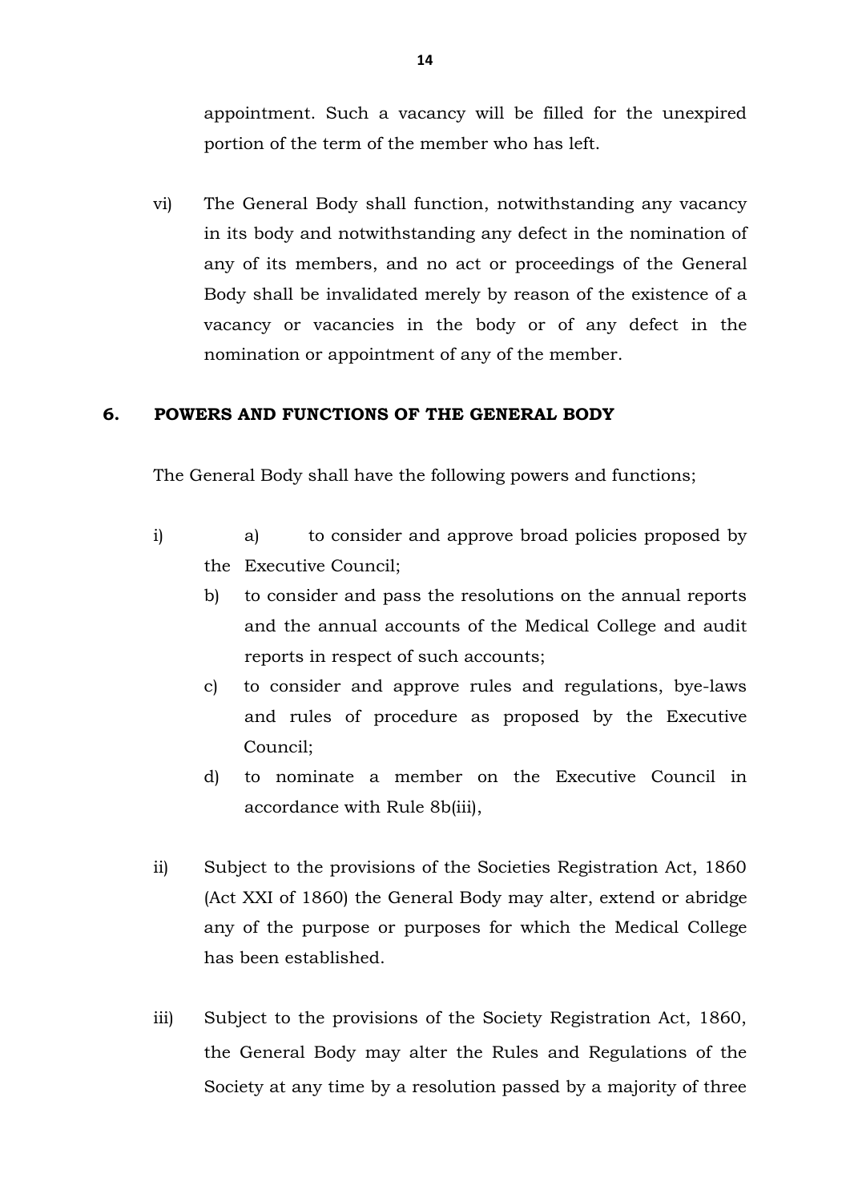appointment. Such a vacancy will be filled for the unexpired portion of the term of the member who has left.

vi) The General Body shall function, notwithstanding any vacancy in its body and notwithstanding any defect in the nomination of any of its members, and no act or proceedings of the General Body shall be invalidated merely by reason of the existence of a vacancy or vacancies in the body or of any defect in the nomination or appointment of any of the member.

## 6. POWERS AND FUNCTIONS OF THE GENERAL BODY

The General Body shall have the following powers and functions;

i)
   a) to consider and approve broad policies proposed by the Executive Council;
   b) to consider and pass the resolutions on the annual reports and the annual accounts of the Medical College and audit reports in respect of such accounts;
   c) to consider and approve rules and regulations, bye-laws and rules of procedure as proposed by the Executive Council;
   d) to nominate a member on the Executive Council in accordance with Rule 8b(iii),

ii) Subject to the provisions of the Societies Registration Act, 1860 (Act XXI of 1860) the General Body may alter, extend or abridge any of the purpose or purposes for which the Medical College has been established.

iii) Subject to the provisions of the Society Registration Act, 1860, the General Body may alter the Rules and Regulations of the Society at any time by a resolution passed by a majority of three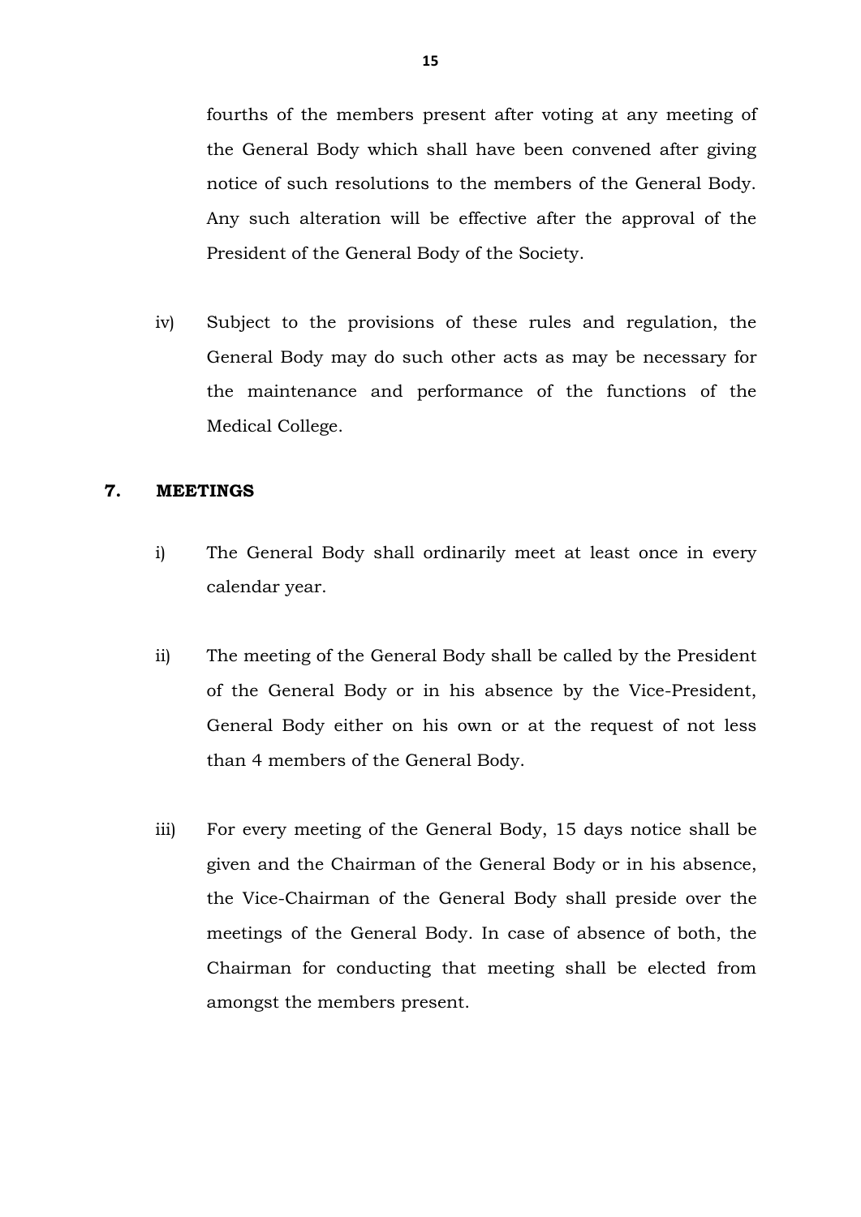fourths of the members present after voting at any meeting of the General Body which shall have been convened after giving notice of such resolutions to the members of the General Body. Any such alteration will be effective after the approval of the President of the General Body of the Society.

iv) Subject to the provisions of these rules and regulation, the General Body may do such other acts as may be necessary for the maintenance and performance of the functions of the Medical College.

**7. MEETINGS**

i) The General Body shall ordinarily meet at least once in every calendar year.

ii) The meeting of the General Body shall be called by the President of the General Body or in his absence by the Vice-President, General Body either on his own or at the request of not less than 4 members of the General Body.

iii) For every meeting of the General Body, 15 days notice shall be given and the Chairman of the General Body or in his absence, the Vice-Chairman of the General Body shall preside over the meetings of the General Body. In case of absence of both, the Chairman for conducting that meeting shall be elected from amongst the members present.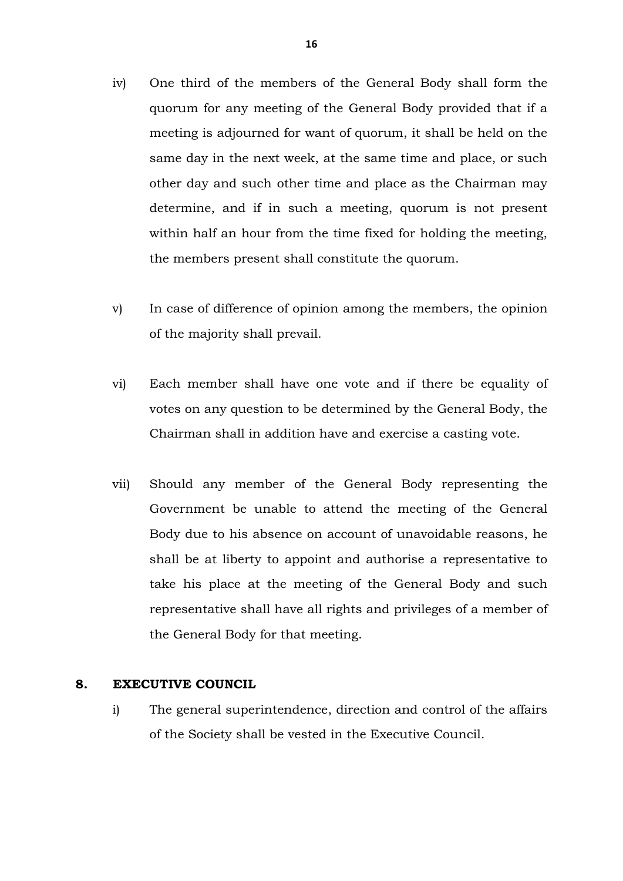iv) One third of the members of the General Body shall form the quorum for any meeting of the General Body provided that if a meeting is adjourned for want of quorum, it shall be held on the same day in the next week, at the same time and place, or such other day and such other time and place as the Chairman may determine, and if in such a meeting, quorum is not present within half an hour from the time fixed for holding the meeting, the members present shall constitute the quorum.

v) In case of difference of opinion among the members, the opinion of the majority shall prevail.

vi) Each member shall have one vote and if there be equality of votes on any question to be determined by the General Body, the Chairman shall in addition have and exercise a casting vote.

vii) Should any member of the General Body representing the Government be unable to attend the meeting of the General Body due to his absence on account of unavoidable reasons, he shall be at liberty to appoint and authorise a representative to take his place at the meeting of the General Body and such representative shall have all rights and privileges of a member of the General Body for that meeting.

## 8. EXECUTIVE COUNCIL

i) The general superintendence, direction and control of the affairs of the Society shall be vested in the Executive Council.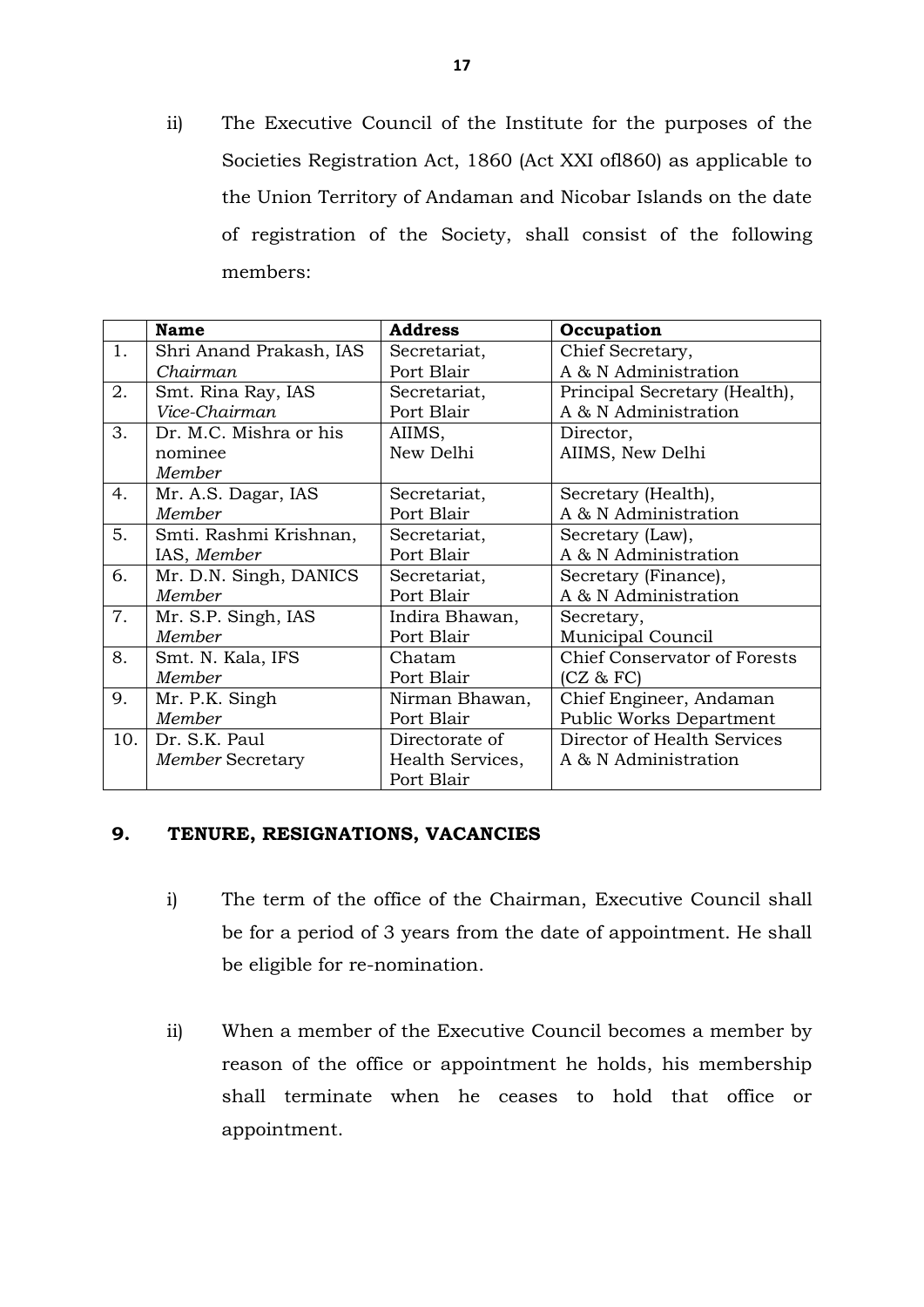ii) The Executive Council of the Institute for the purposes of the Societies Registration Act, 1860 (Act XXI ofl860) as applicable to the Union Territory of Andaman and Nicobar Islands on the date of registration of the Society, shall consist of the following members:

| | Name | Address | Occupation |
|---|---|---|---|
| 1. | Shri Anand Prakash, IAS *Chairman* | Secretariat, Port Blair | Chief Secretary, A & N Administration |
| 2. | Smt. Rina Ray, IAS *Vice-Chairman* | Secretariat, Port Blair | Principal Secretary (Health), A & N Administration |
| 3. | Dr. M.C. Mishra or his nominee *Member* | AIIMS, New Delhi | Director, AIIMS, New Delhi |
| 4. | Mr. A.S. Dagar, IAS *Member* | Secretariat, Port Blair | Secretary (Health), A & N Administration |
| 5. | Smti. Rashmi Krishnan, IAS, *Member* | Secretariat, Port Blair | Secretary (Law), A & N Administration |
| 6. | Mr. D.N. Singh, DANICS *Member* | Secretariat, Port Blair | Secretary (Finance), A & N Administration |
| 7. | Mr. S.P. Singh, IAS *Member* | Indira Bhawan, Port Blair | Secretary, Municipal Council |
| 8. | Smt. N. Kala, IFS *Member* | Chatam Port Blair | Chief Conservator of Forests (CZ & FC) |
| 9. | Mr. P.K. Singh *Member* | Nirman Bhawan, Port Blair | Chief Engineer, Andaman Public Works Department |
| 10. | Dr. S.K. Paul *Member* Secretary | Directorate of Health Services, Port Blair | Director of Health Services A & N Administration |

## 9. TENURE, RESIGNATIONS, VACANCIES

i) The term of the office of the Chairman, Executive Council shall be for a period of 3 years from the date of appointment. He shall be eligible for re-nomination.

ii) When a member of the Executive Council becomes a member by reason of the office or appointment he holds, his membership shall terminate when he ceases to hold that office or appointment.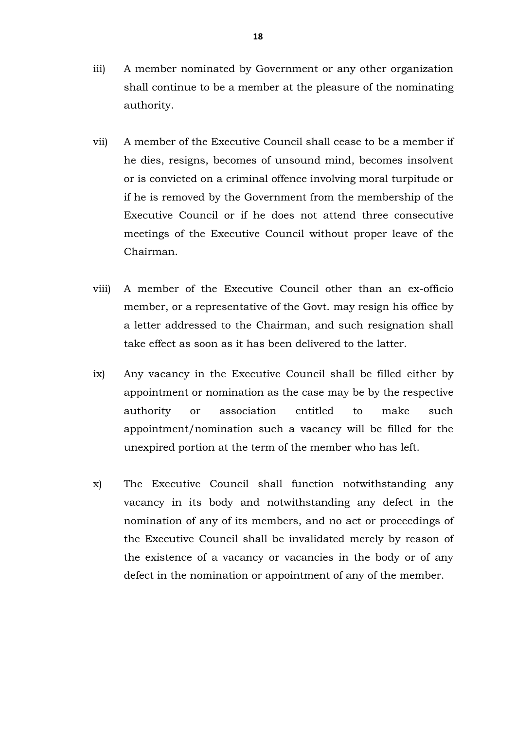iii) A member nominated by Government or any other organization shall continue to be a member at the pleasure of the nominating authority.

vii) A member of the Executive Council shall cease to be a member if he dies, resigns, becomes of unsound mind, becomes insolvent or is convicted on a criminal offence involving moral turpitude or if he is removed by the Government from the membership of the Executive Council or if he does not attend three consecutive meetings of the Executive Council without proper leave of the Chairman.

viii) A member of the Executive Council other than an ex-officio member, or a representative of the Govt. may resign his office by a letter addressed to the Chairman, and such resignation shall take effect as soon as it has been delivered to the latter.

ix) Any vacancy in the Executive Council shall be filled either by appointment or nomination as the case may be by the respective authority or association entitled to make such appointment/nomination such a vacancy will be filled for the unexpired portion at the term of the member who has left.

x) The Executive Council shall function notwithstanding any vacancy in its body and notwithstanding any defect in the nomination of any of its members, and no act or proceedings of the Executive Council shall be invalidated merely by reason of the existence of a vacancy or vacancies in the body or of any defect in the nomination or appointment of any of the member.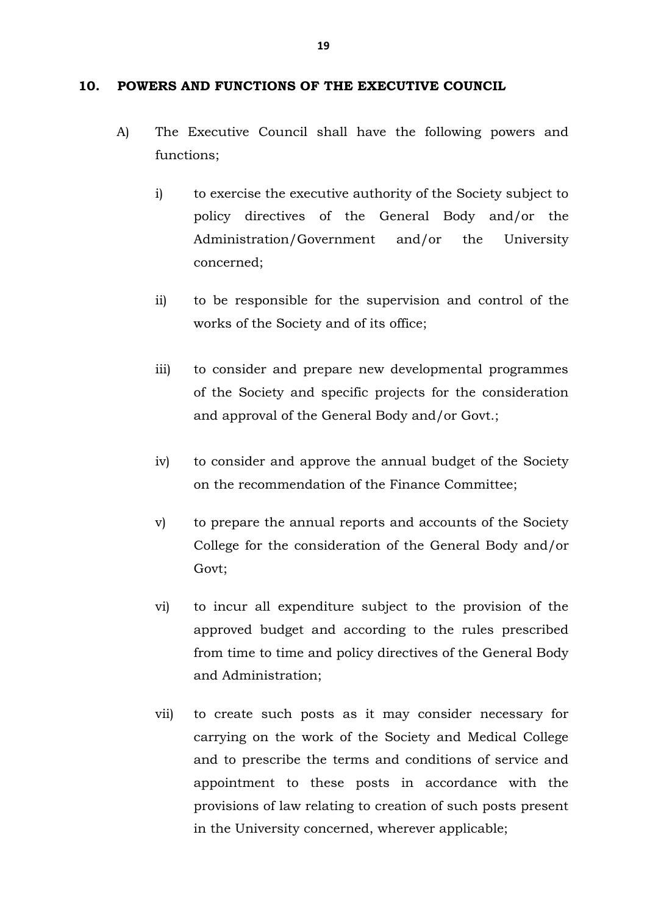## 10. POWERS AND FUNCTIONS OF THE EXECUTIVE COUNCIL

A) The Executive Council shall have the following powers and functions;

i) to exercise the executive authority of the Society subject to policy directives of the General Body and/or the Administration/Government and/or the University concerned;

ii) to be responsible for the supervision and control of the works of the Society and of its office;

iii) to consider and prepare new developmental programmes of the Society and specific projects for the consideration and approval of the General Body and/or Govt.;

iv) to consider and approve the annual budget of the Society on the recommendation of the Finance Committee;

v) to prepare the annual reports and accounts of the Society College for the consideration of the General Body and/or Govt;

vi) to incur all expenditure subject to the provision of the approved budget and according to the rules prescribed from time to time and policy directives of the General Body and Administration;

vii) to create such posts as it may consider necessary for carrying on the work of the Society and Medical College and to prescribe the terms and conditions of service and appointment to these posts in accordance with the provisions of law relating to creation of such posts present in the University concerned, wherever applicable;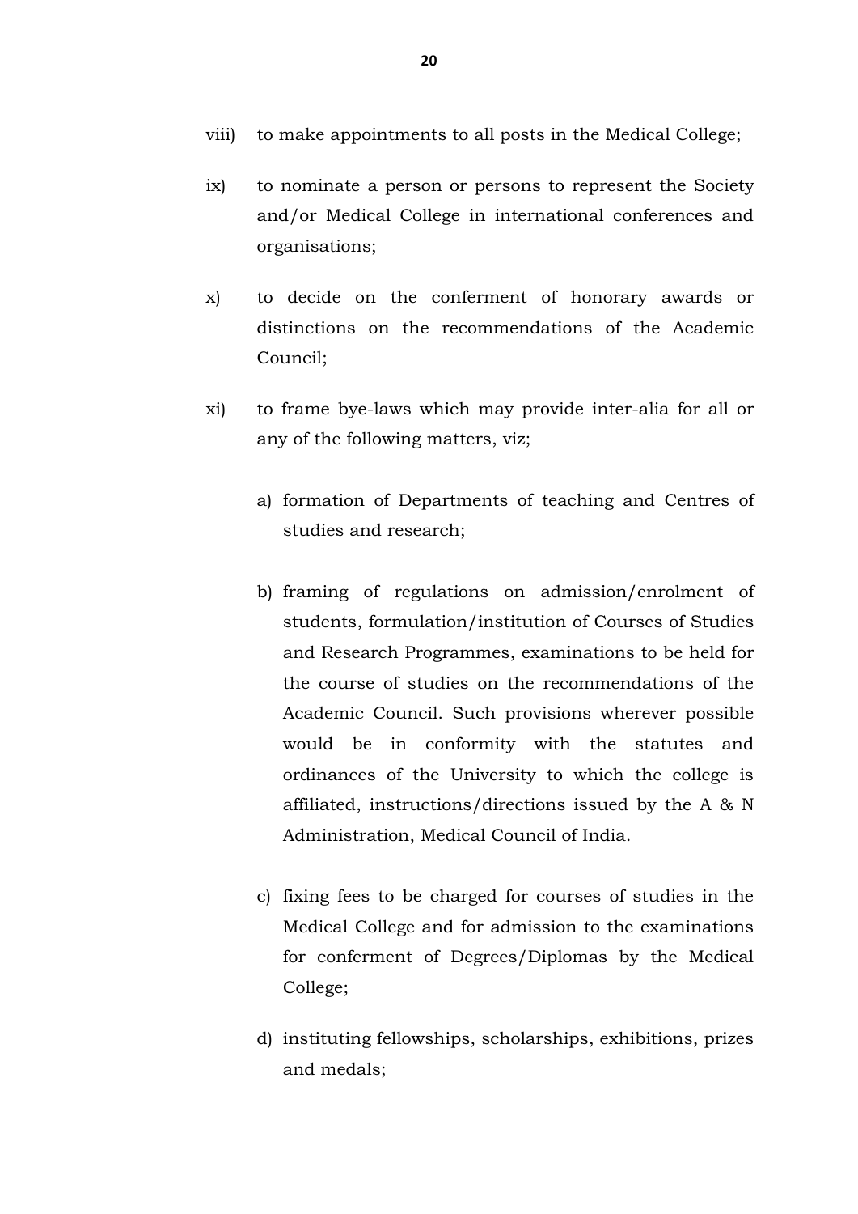viii) to make appointments to all posts in the Medical College;

ix) to nominate a person or persons to represent the Society and/or Medical College in international conferences and organisations;

x) to decide on the conferment of honorary awards or distinctions on the recommendations of the Academic Council;

xi) to frame bye-laws which may provide inter-alia for all or any of the following matters, viz;

   a) formation of Departments of teaching and Centres of studies and research;

   b) framing of regulations on admission/enrolment of students, formulation/institution of Courses of Studies and Research Programmes, examinations to be held for the course of studies on the recommendations of the Academic Council. Such provisions wherever possible would be in conformity with the statutes and ordinances of the University to which the college is affiliated, instructions/directions issued by the A & N Administration, Medical Council of India.

   c) fixing fees to be charged for courses of studies in the Medical College and for admission to the examinations for conferment of Degrees/Diplomas by the Medical College;

   d) instituting fellowships, scholarships, exhibitions, prizes and medals;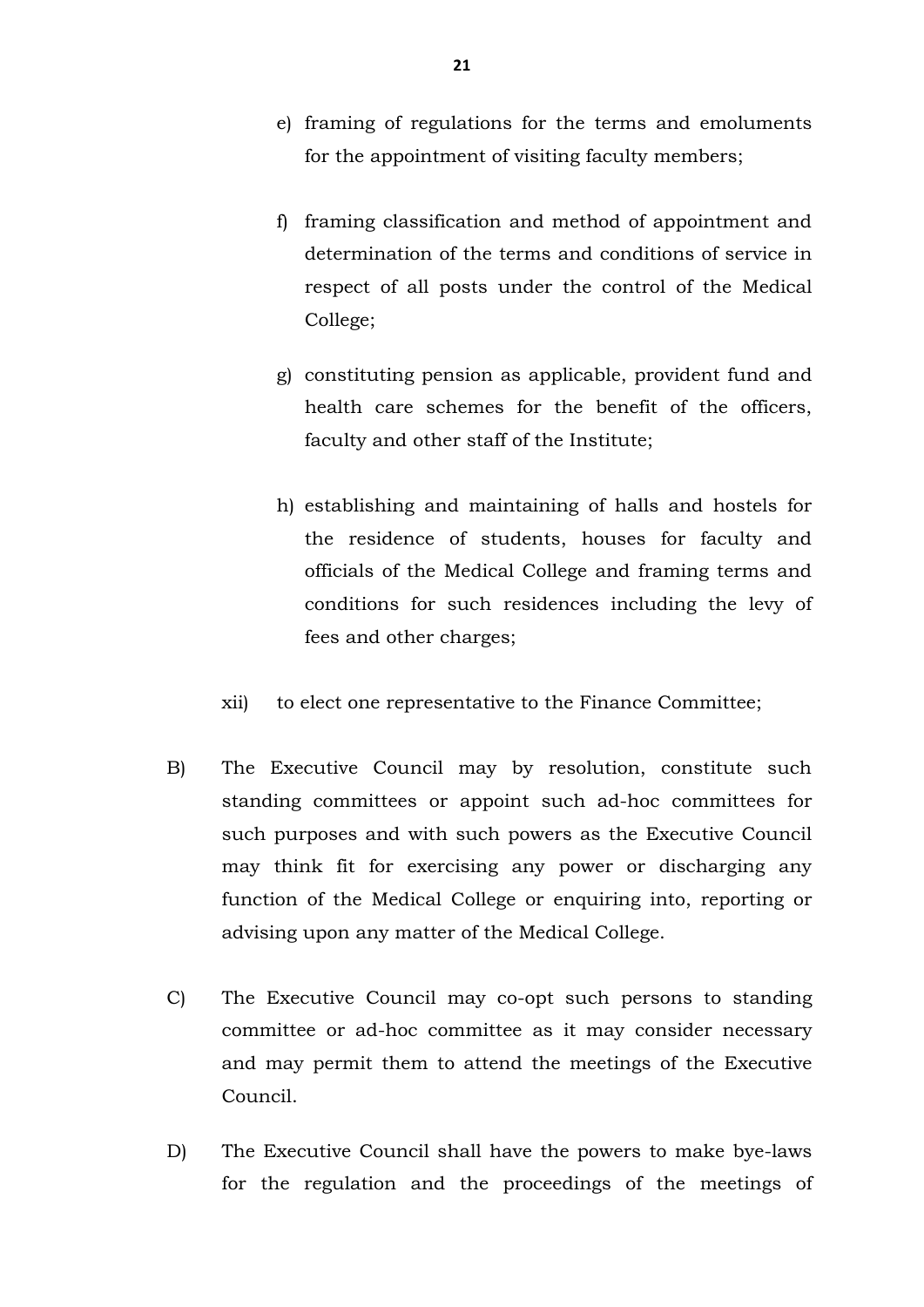e) framing of regulations for the terms and emoluments for the appointment of visiting faculty members;

f) framing classification and method of appointment and determination of the terms and conditions of service in respect of all posts under the control of the Medical College;

g) constituting pension as applicable, provident fund and health care schemes for the benefit of the officers, faculty and other staff of the Institute;

h) establishing and maintaining of halls and hostels for the residence of students, houses for faculty and officials of the Medical College and framing terms and conditions for such residences including the levy of fees and other charges;

xii) to elect one representative to the Finance Committee;

B) The Executive Council may by resolution, constitute such standing committees or appoint such ad-hoc committees for such purposes and with such powers as the Executive Council may think fit for exercising any power or discharging any function of the Medical College or enquiring into, reporting or advising upon any matter of the Medical College.

C) The Executive Council may co-opt such persons to standing committee or ad-hoc committee as it may consider necessary and may permit them to attend the meetings of the Executive Council.

D) The Executive Council shall have the powers to make bye-laws for the regulation and the proceedings of the meetings of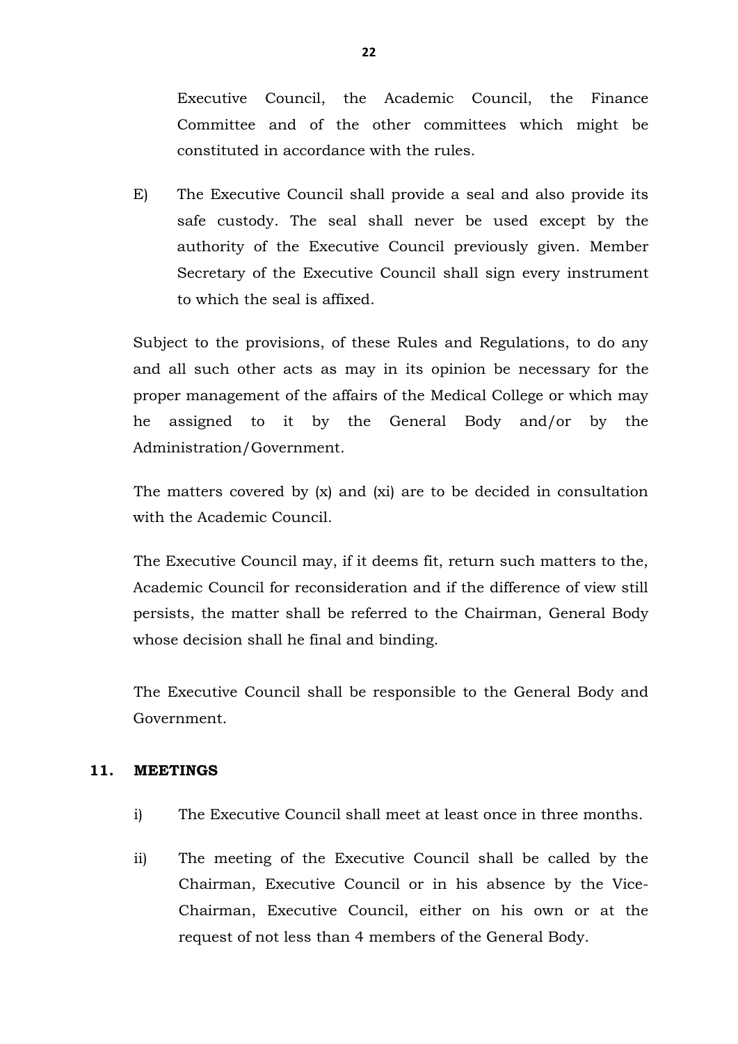Executive Council, the Academic Council, the Finance Committee and of the other committees which might be constituted in accordance with the rules.

E) The Executive Council shall provide a seal and also provide its safe custody. The seal shall never be used except by the authority of the Executive Council previously given. Member Secretary of the Executive Council shall sign every instrument to which the seal is affixed.

Subject to the provisions, of these Rules and Regulations, to do any and all such other acts as may in its opinion be necessary for the proper management of the affairs of the Medical College or which may he assigned to it by the General Body and/or by the Administration/Government.

The matters covered by (x) and (xi) are to be decided in consultation with the Academic Council.

The Executive Council may, if it deems fit, return such matters to the, Academic Council for reconsideration and if the difference of view still persists, the matter shall be referred to the Chairman, General Body whose decision shall he final and binding.

The Executive Council shall be responsible to the General Body and Government.

**11. MEETINGS**

i) The Executive Council shall meet at least once in three months.

ii) The meeting of the Executive Council shall be called by the Chairman, Executive Council or in his absence by the Vice-Chairman, Executive Council, either on his own or at the request of not less than 4 members of the General Body.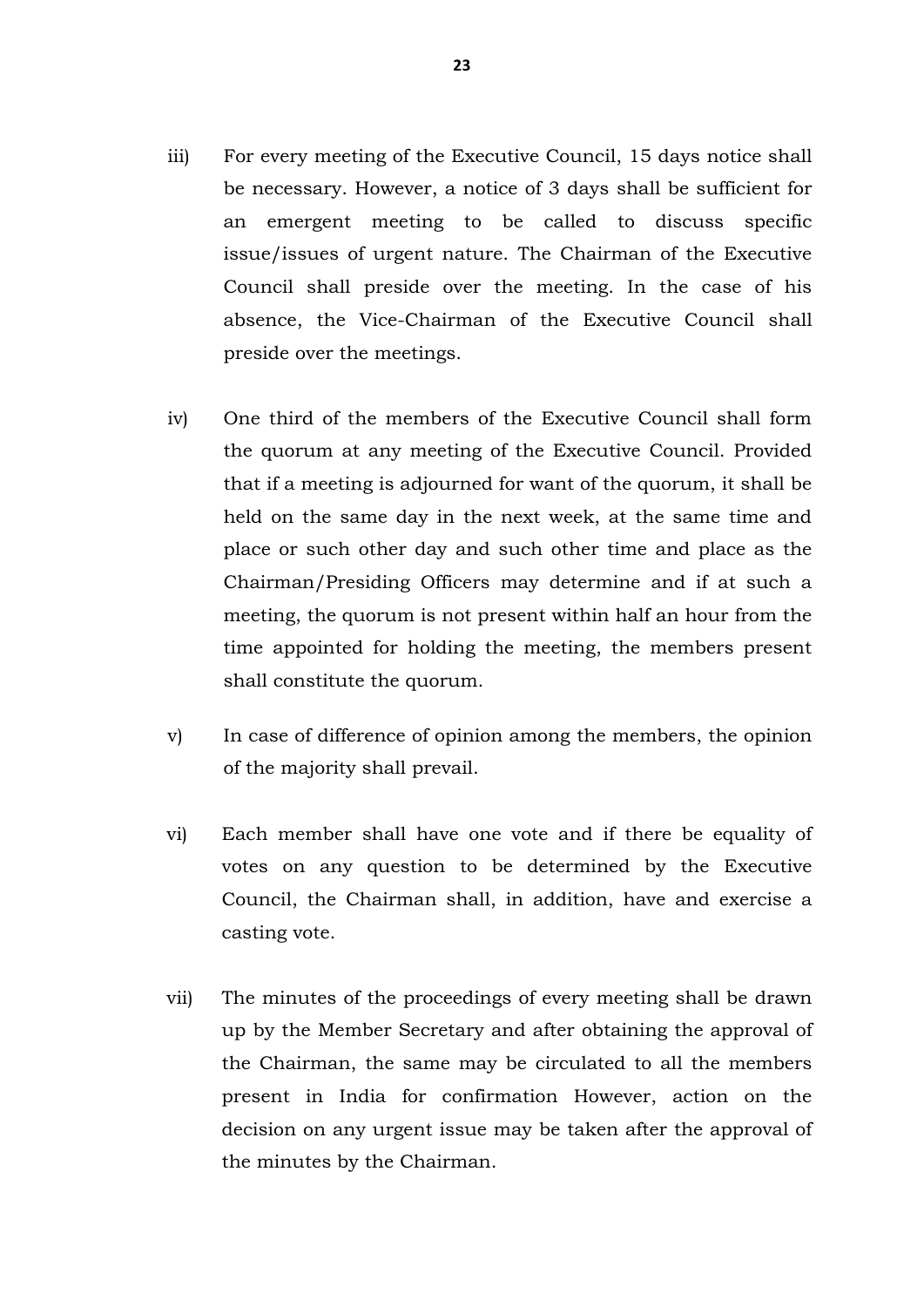iii) For every meeting of the Executive Council, 15 days notice shall be necessary. However, a notice of 3 days shall be sufficient for an emergent meeting to be called to discuss specific issue/issues of urgent nature. The Chairman of the Executive Council shall preside over the meeting. In the case of his absence, the Vice-Chairman of the Executive Council shall preside over the meetings.

iv) One third of the members of the Executive Council shall form the quorum at any meeting of the Executive Council. Provided that if a meeting is adjourned for want of the quorum, it shall be held on the same day in the next week, at the same time and place or such other day and such other time and place as the Chairman/Presiding Officers may determine and if at such a meeting, the quorum is not present within half an hour from the time appointed for holding the meeting, the members present shall constitute the quorum.

v) In case of difference of opinion among the members, the opinion of the majority shall prevail.

vi) Each member shall have one vote and if there be equality of votes on any question to be determined by the Executive Council, the Chairman shall, in addition, have and exercise a casting vote.

vii) The minutes of the proceedings of every meeting shall be drawn up by the Member Secretary and after obtaining the approval of the Chairman, the same may be circulated to all the members present in India for confirmation However, action on the decision on any urgent issue may be taken after the approval of the minutes by the Chairman.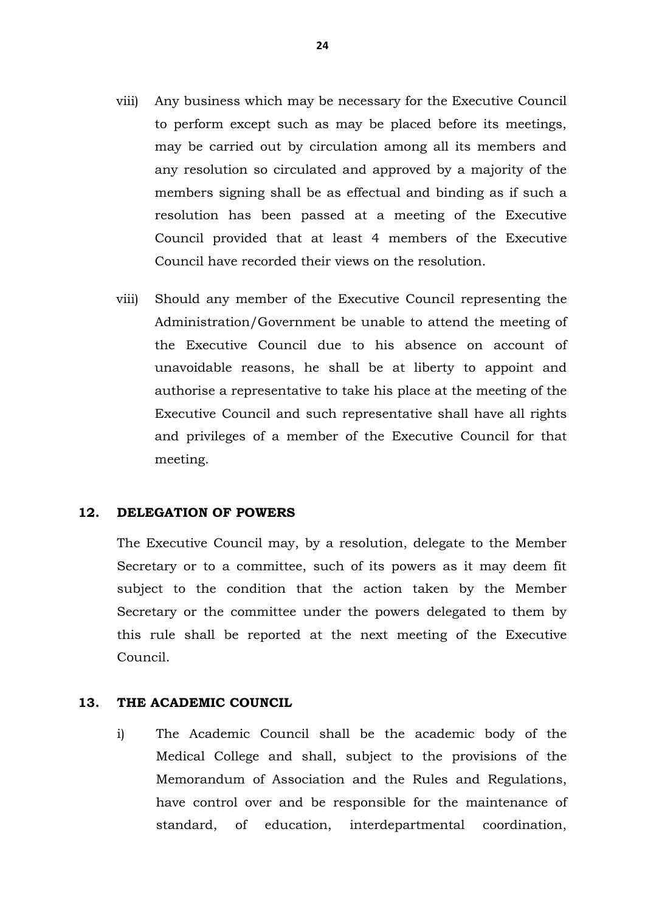viii) Any business which may be necessary for the Executive Council to perform except such as may be placed before its meetings, may be carried out by circulation among all its members and any resolution so circulated and approved by a majority of the members signing shall be as effectual and binding as if such a resolution has been passed at a meeting of the Executive Council provided that at least 4 members of the Executive Council have recorded their views on the resolution.

viii) Should any member of the Executive Council representing the Administration/Government be unable to attend the meeting of the Executive Council due to his absence on account of unavoidable reasons, he shall be at liberty to appoint and authorise a representative to take his place at the meeting of the Executive Council and such representative shall have all rights and privileges of a member of the Executive Council for that meeting.

## 12. DELEGATION OF POWERS

The Executive Council may, by a resolution, delegate to the Member Secretary or to a committee, such of its powers as it may deem fit subject to the condition that the action taken by the Member Secretary or the committee under the powers delegated to them by this rule shall be reported at the next meeting of the Executive Council.

## 13. THE ACADEMIC COUNCIL

i) The Academic Council shall be the academic body of the Medical College and shall, subject to the provisions of the Memorandum of Association and the Rules and Regulations, have control over and be responsible for the maintenance of standard, of education, interdepartmental coordination,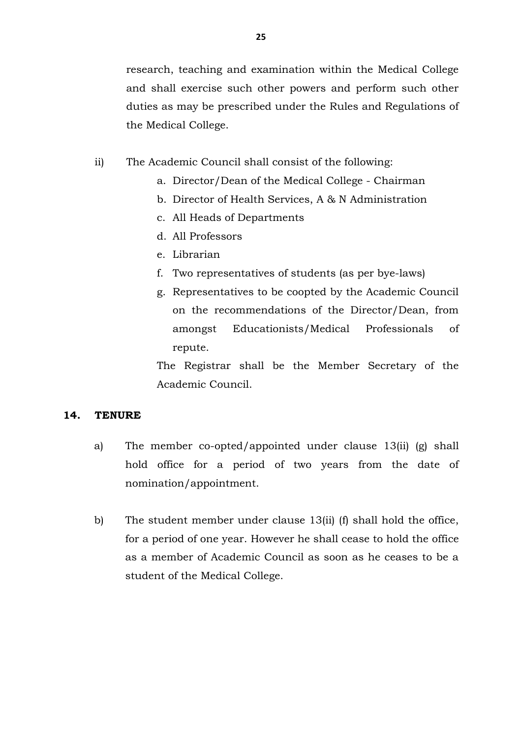research, teaching and examination within the Medical College and shall exercise such other powers and perform such other duties as may be prescribed under the Rules and Regulations of the Medical College.

ii) The Academic Council shall consist of the following:

a. Director/Dean of the Medical College - Chairman
b. Director of Health Services, A & N Administration
c. All Heads of Departments
d. All Professors
e. Librarian
f. Two representatives of students (as per bye-laws)
g. Representatives to be coopted by the Academic Council on the recommendations of the Director/Dean, from amongst Educationists/Medical Professionals of repute.

The Registrar shall be the Member Secretary of the Academic Council.

## 14. TENURE

a) The member co-opted/appointed under clause 13(ii) (g) shall hold office for a period of two years from the date of nomination/appointment.

b) The student member under clause 13(ii) (f) shall hold the office, for a period of one year. However he shall cease to hold the office as a member of Academic Council as soon as he ceases to be a student of the Medical College.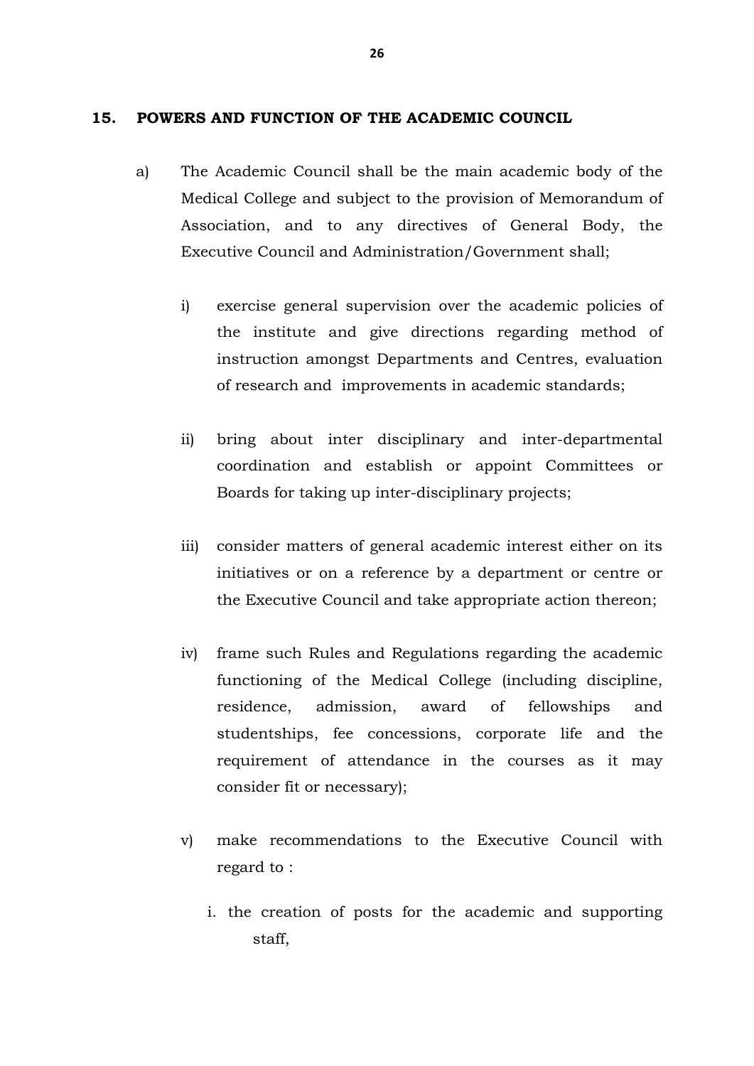## 15. POWERS AND FUNCTION OF THE ACADEMIC COUNCIL

a) The Academic Council shall be the main academic body of the Medical College and subject to the provision of Memorandum of Association, and to any directives of General Body, the Executive Council and Administration/Government shall;

  i) exercise general supervision over the academic policies of the institute and give directions regarding method of instruction amongst Departments and Centres, evaluation of research and improvements in academic standards;

  ii) bring about inter disciplinary and inter-departmental coordination and establish or appoint Committees or Boards for taking up inter-disciplinary projects;

  iii) consider matters of general academic interest either on its initiatives or on a reference by a department or centre or the Executive Council and take appropriate action thereon;

  iv) frame such Rules and Regulations regarding the academic functioning of the Medical College (including discipline, residence, admission, award of fellowships and studentships, fee concessions, corporate life and the requirement of attendance in the courses as it may consider fit or necessary);

  v) make recommendations to the Executive Council with regard to :

    i. the creation of posts for the academic and supporting staff,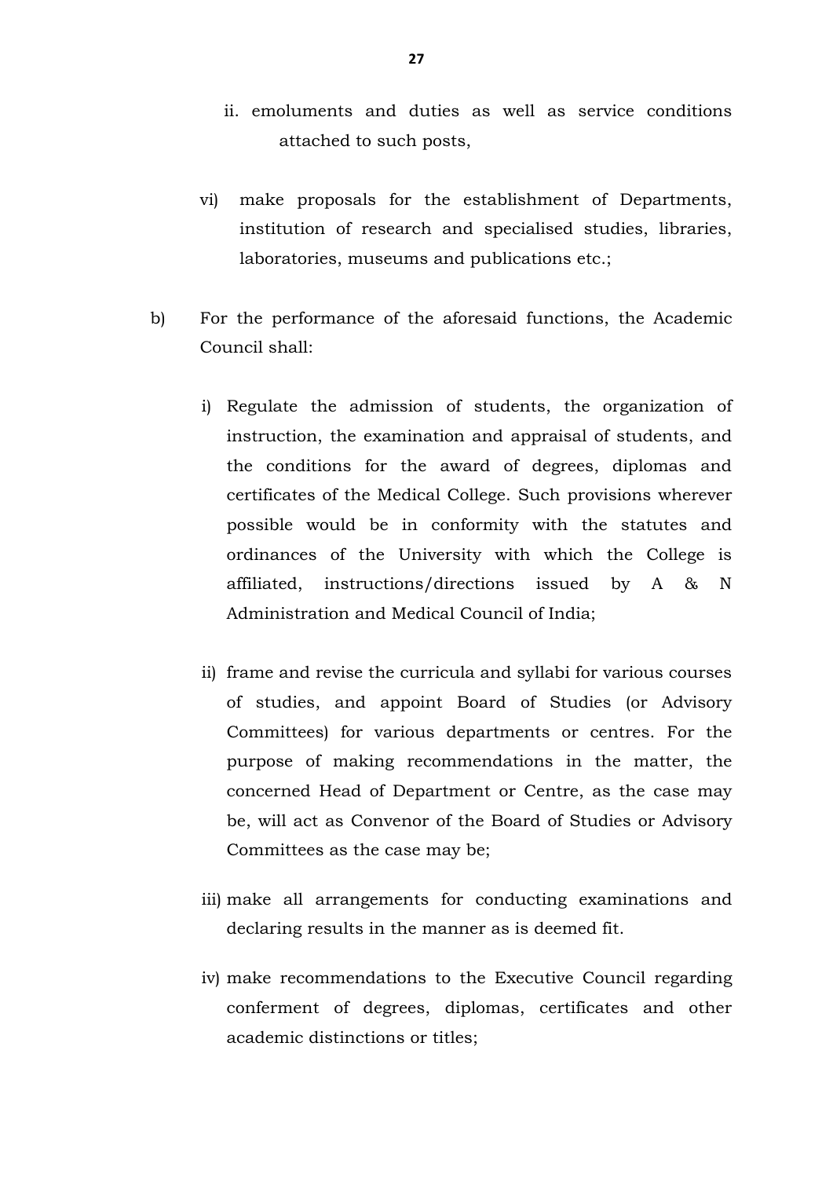ii. emoluments and duties as well as service conditions attached to such posts,

vi) make proposals for the establishment of Departments, institution of research and specialised studies, libraries, laboratories, museums and publications etc.;

b) For the performance of the aforesaid functions, the Academic Council shall:

i) Regulate the admission of students, the organization of instruction, the examination and appraisal of students, and the conditions for the award of degrees, diplomas and certificates of the Medical College. Such provisions wherever possible would be in conformity with the statutes and ordinances of the University with which the College is affiliated, instructions/directions issued by A & N Administration and Medical Council of India;

ii) frame and revise the curricula and syllabi for various courses of studies, and appoint Board of Studies (or Advisory Committees) for various departments or centres. For the purpose of making recommendations in the matter, the concerned Head of Department or Centre, as the case may be, will act as Convenor of the Board of Studies or Advisory Committees as the case may be;

iii) make all arrangements for conducting examinations and declaring results in the manner as is deemed fit.

iv) make recommendations to the Executive Council regarding conferment of degrees, diplomas, certificates and other academic distinctions or titles;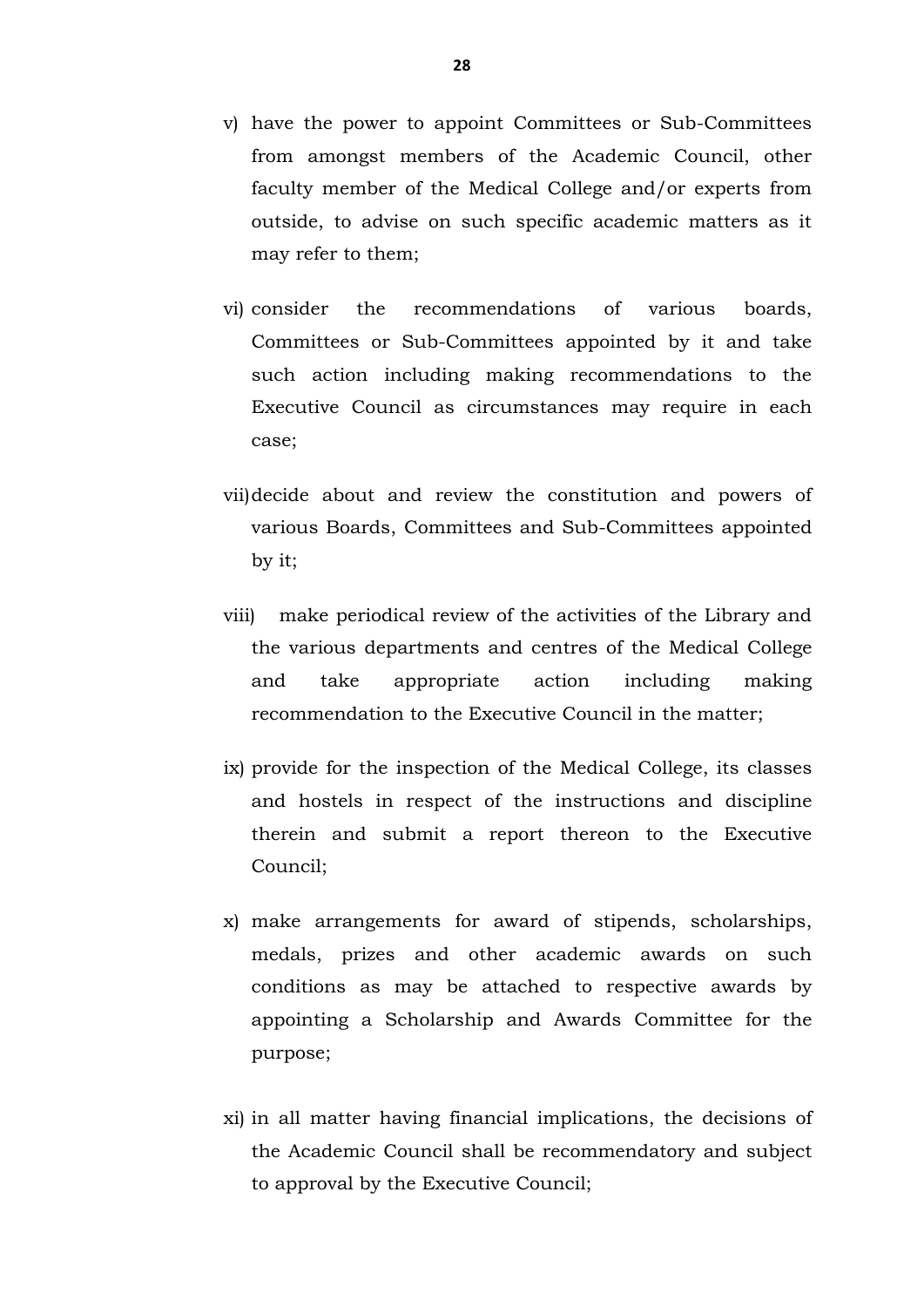v) have the power to appoint Committees or Sub-Committees from amongst members of the Academic Council, other faculty member of the Medical College and/or experts from outside, to advise on such specific academic matters as it may refer to them;

vi) consider the recommendations of various boards, Committees or Sub-Committees appointed by it and take such action including making recommendations to the Executive Council as circumstances may require in each case;

vii) decide about and review the constitution and powers of various Boards, Committees and Sub-Committees appointed by it;

viii) make periodical review of the activities of the Library and the various departments and centres of the Medical College and take appropriate action including making recommendation to the Executive Council in the matter;

ix) provide for the inspection of the Medical College, its classes and hostels in respect of the instructions and discipline therein and submit a report thereon to the Executive Council;

x) make arrangements for award of stipends, scholarships, medals, prizes and other academic awards on such conditions as may be attached to respective awards by appointing a Scholarship and Awards Committee for the purpose;

xi) in all matter having financial implications, the decisions of the Academic Council shall be recommendatory and subject to approval by the Executive Council;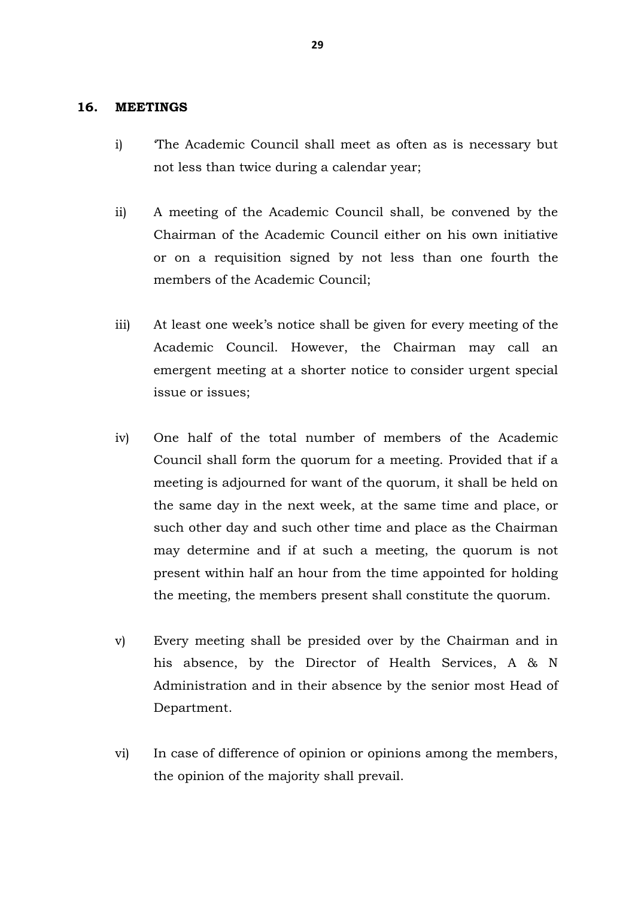## 16. MEETINGS

i) 'The Academic Council shall meet as often as is necessary but not less than twice during a calendar year;

ii) A meeting of the Academic Council shall, be convened by the Chairman of the Academic Council either on his own initiative or on a requisition signed by not less than one fourth the members of the Academic Council;

iii) At least one week's notice shall be given for every meeting of the Academic Council. However, the Chairman may call an emergent meeting at a shorter notice to consider urgent special issue or issues;

iv) One half of the total number of members of the Academic Council shall form the quorum for a meeting. Provided that if a meeting is adjourned for want of the quorum, it shall be held on the same day in the next week, at the same time and place, or such other day and such other time and place as the Chairman may determine and if at such a meeting, the quorum is not present within half an hour from the time appointed for holding the meeting, the members present shall constitute the quorum.

v) Every meeting shall be presided over by the Chairman and in his absence, by the Director of Health Services, A & N Administration and in their absence by the senior most Head of Department.

vi) In case of difference of opinion or opinions among the members, the opinion of the majority shall prevail.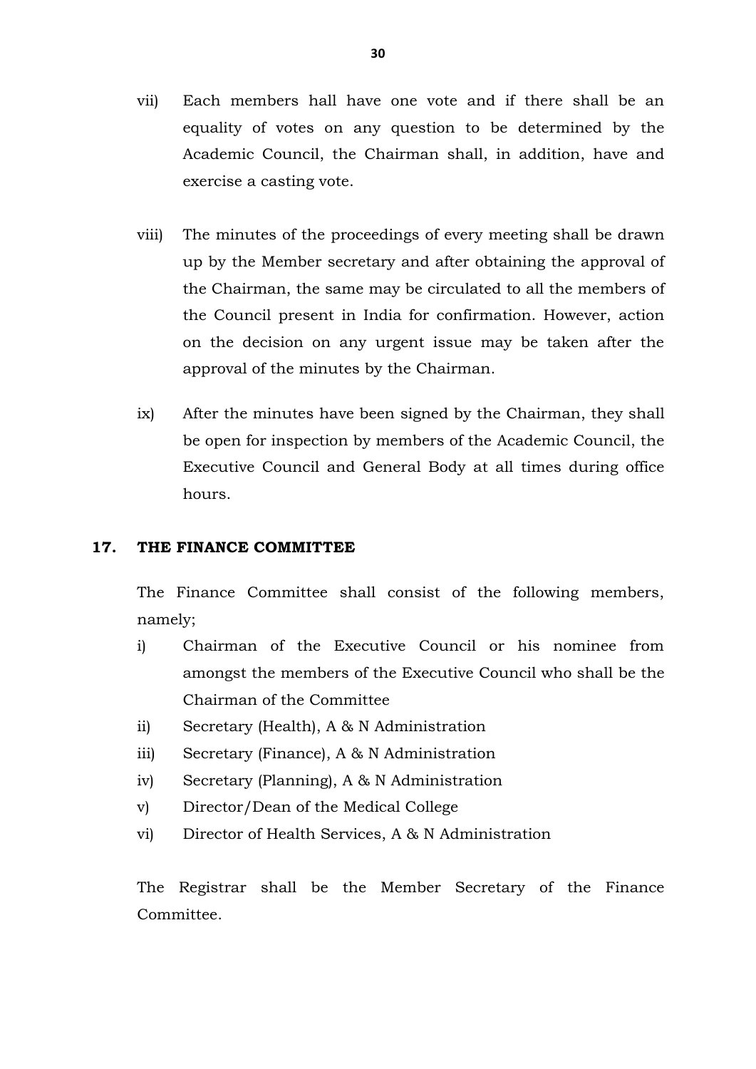vii) Each members hall have one vote and if there shall be an equality of votes on any question to be determined by the Academic Council, the Chairman shall, in addition, have and exercise a casting vote.

viii) The minutes of the proceedings of every meeting shall be drawn up by the Member secretary and after obtaining the approval of the Chairman, the same may be circulated to all the members of the Council present in India for confirmation. However, action on the decision on any urgent issue may be taken after the approval of the minutes by the Chairman.

ix) After the minutes have been signed by the Chairman, they shall be open for inspection by members of the Academic Council, the Executive Council and General Body at all times during office hours.

## 17. THE FINANCE COMMITTEE

The Finance Committee shall consist of the following members, namely;

i) Chairman of the Executive Council or his nominee from amongst the members of the Executive Council who shall be the Chairman of the Committee
ii) Secretary (Health), A & N Administration
iii) Secretary (Finance), A & N Administration
iv) Secretary (Planning), A & N Administration
v) Director/Dean of the Medical College
vi) Director of Health Services, A & N Administration

The Registrar shall be the Member Secretary of the Finance Committee.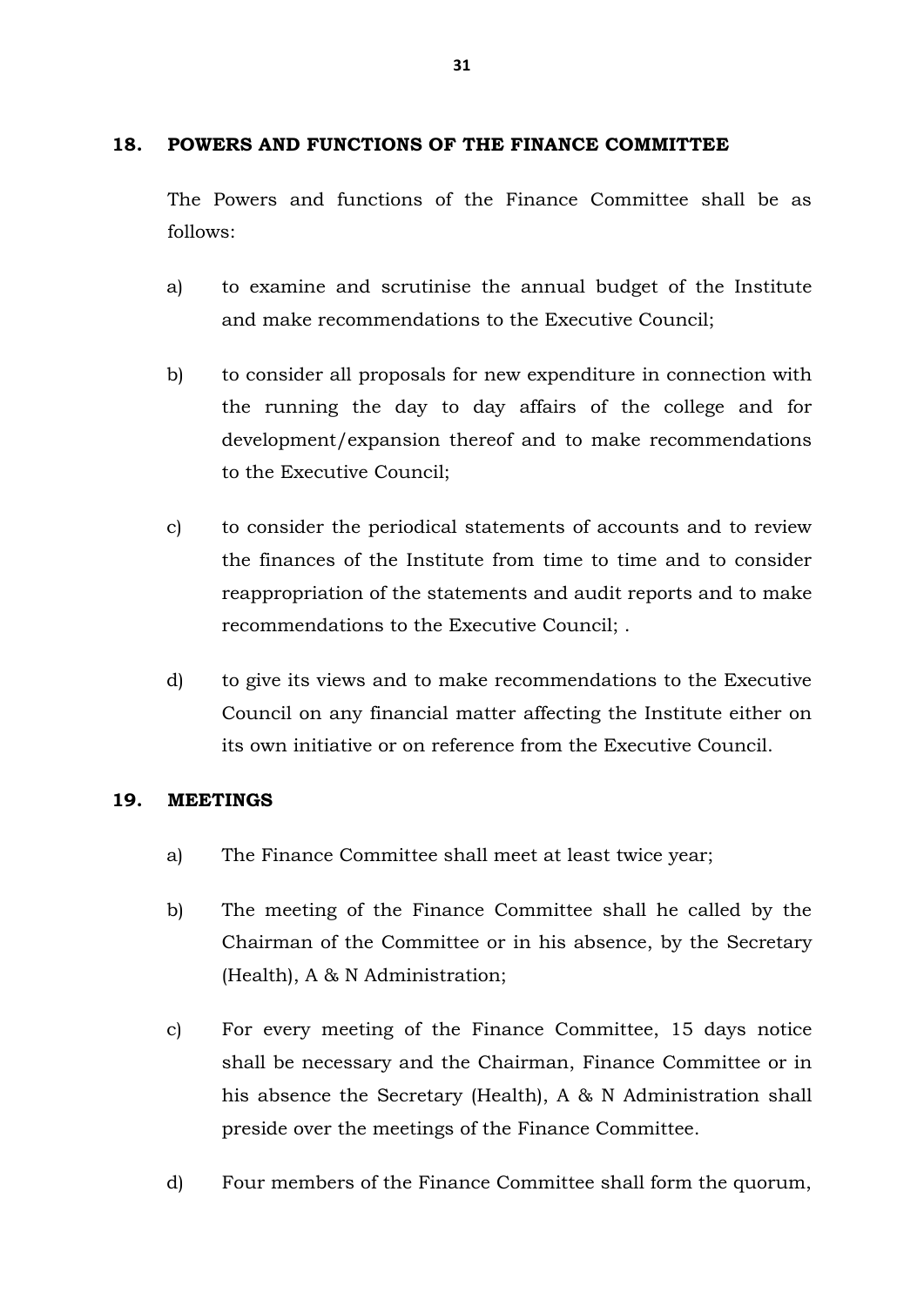## 18. POWERS AND FUNCTIONS OF THE FINANCE COMMITTEE

The Powers and functions of the Finance Committee shall be as follows:

a) to examine and scrutinise the annual budget of the Institute and make recommendations to the Executive Council;

b) to consider all proposals for new expenditure in connection with the running the day to day affairs of the college and for development/expansion thereof and to make recommendations to the Executive Council;

c) to consider the periodical statements of accounts and to review the finances of the Institute from time to time and to consider reappropriation of the statements and audit reports and to make recommendations to the Executive Council; .

d) to give its views and to make recommendations to the Executive Council on any financial matter affecting the Institute either on its own initiative or on reference from the Executive Council.

## 19. MEETINGS

a) The Finance Committee shall meet at least twice year;

b) The meeting of the Finance Committee shall he called by the Chairman of the Committee or in his absence, by the Secretary (Health), A & N Administration;

c) For every meeting of the Finance Committee, 15 days notice shall be necessary and the Chairman, Finance Committee or in his absence the Secretary (Health), A & N Administration shall preside over the meetings of the Finance Committee.

d) Four members of the Finance Committee shall form the quorum,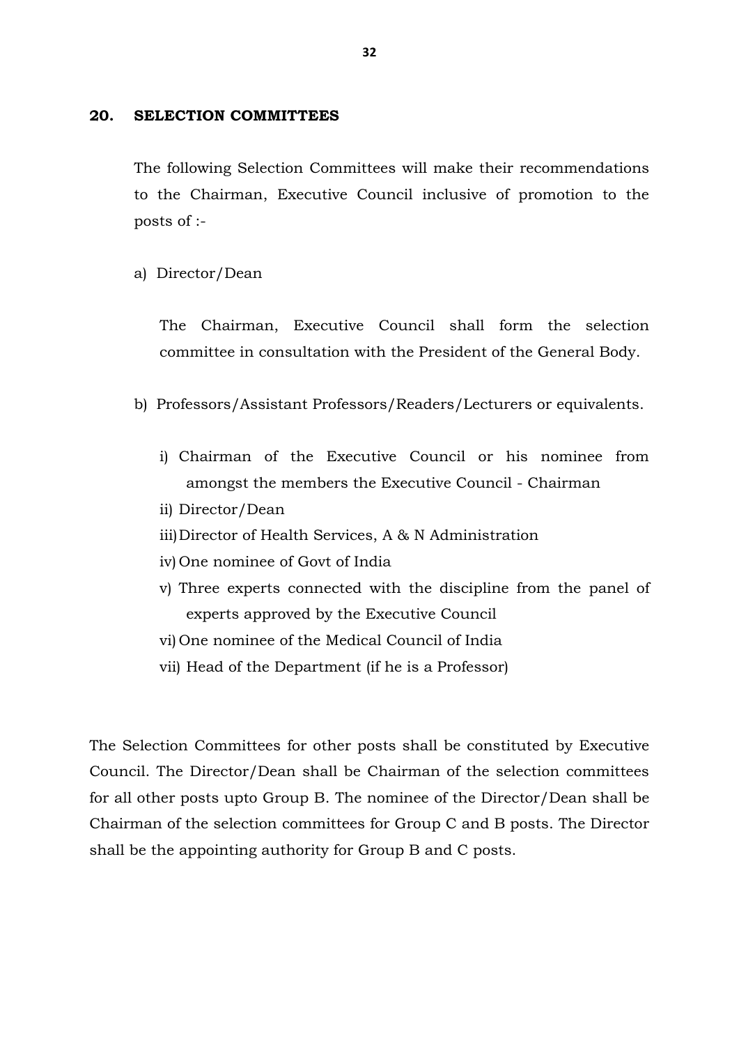## 20. SELECTION COMMITTEES

The following Selection Committees will make their recommendations to the Chairman, Executive Council inclusive of promotion to the posts of :-

a) Director/Dean

The Chairman, Executive Council shall form the selection committee in consultation with the President of the General Body.

b) Professors/Assistant Professors/Readers/Lecturers or equivalents.

i) Chairman of the Executive Council or his nominee from amongst the members the Executive Council - Chairman
ii) Director/Dean
iii) Director of Health Services, A & N Administration
iv) One nominee of Govt of India
v) Three experts connected with the discipline from the panel of experts approved by the Executive Council
vi) One nominee of the Medical Council of India
vii) Head of the Department (if he is a Professor)

The Selection Committees for other posts shall be constituted by Executive Council. The Director/Dean shall be Chairman of the selection committees for all other posts upto Group B. The nominee of the Director/Dean shall be Chairman of the selection committees for Group C and B posts. The Director shall be the appointing authority for Group B and C posts.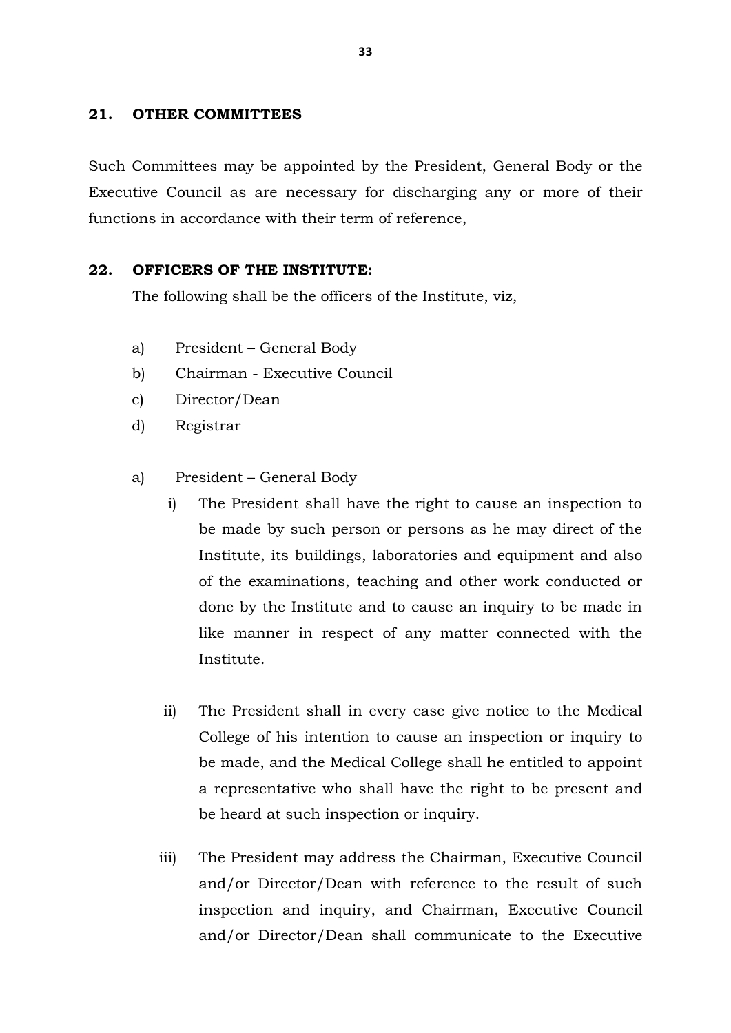## 21. OTHER COMMITTEES

Such Committees may be appointed by the President, General Body or the Executive Council as are necessary for discharging any or more of their functions in accordance with their term of reference,

## 22. OFFICERS OF THE INSTITUTE:

The following shall be the officers of the Institute, viz,

a) President – General Body
b) Chairman - Executive Council
c) Director/Dean
d) Registrar

a) President – General Body

i) The President shall have the right to cause an inspection to be made by such person or persons as he may direct of the Institute, its buildings, laboratories and equipment and also of the examinations, teaching and other work conducted or done by the Institute and to cause an inquiry to be made in like manner in respect of any matter connected with the Institute.

ii) The President shall in every case give notice to the Medical College of his intention to cause an inspection or inquiry to be made, and the Medical College shall he entitled to appoint a representative who shall have the right to be present and be heard at such inspection or inquiry.

iii) The President may address the Chairman, Executive Council and/or Director/Dean with reference to the result of such inspection and inquiry, and Chairman, Executive Council and/or Director/Dean shall communicate to the Executive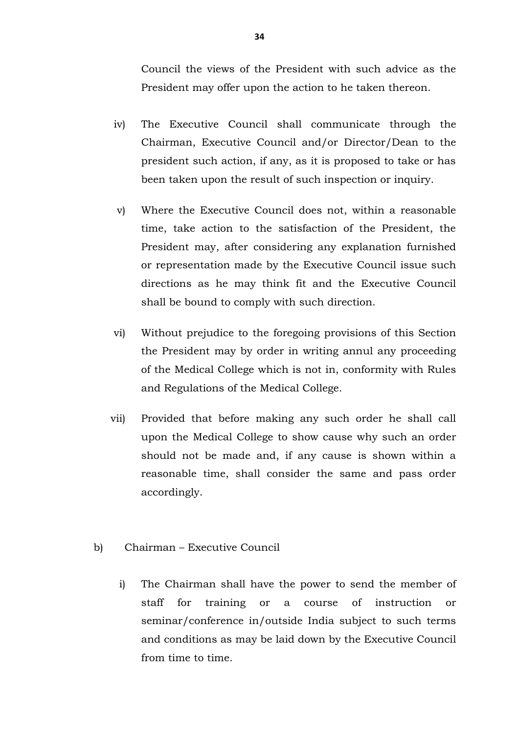Council the views of the President with such advice as the President may offer upon the action to he taken thereon.

iv) The Executive Council shall communicate through the Chairman, Executive Council and/or Director/Dean to the president such action, if any, as it is proposed to take or has been taken upon the result of such inspection or inquiry.

v) Where the Executive Council does not, within a reasonable time, take action to the satisfaction of the President, the President may, after considering any explanation furnished or representation made by the Executive Council issue such directions as he may think fit and the Executive Council shall be bound to comply with such direction.

vi) Without prejudice to the foregoing provisions of this Section the President may by order in writing annul any proceeding of the Medical College which is not in, conformity with Rules and Regulations of the Medical College.

vii) Provided that before making any such order he shall call upon the Medical College to show cause why such an order should not be made and, if any cause is shown within a reasonable time, shall consider the same and pass order accordingly.

b) Chairman – Executive Council

i) The Chairman shall have the power to send the member of staff for training or a course of instruction or seminar/conference in/outside India subject to such terms and conditions as may be laid down by the Executive Council from time to time.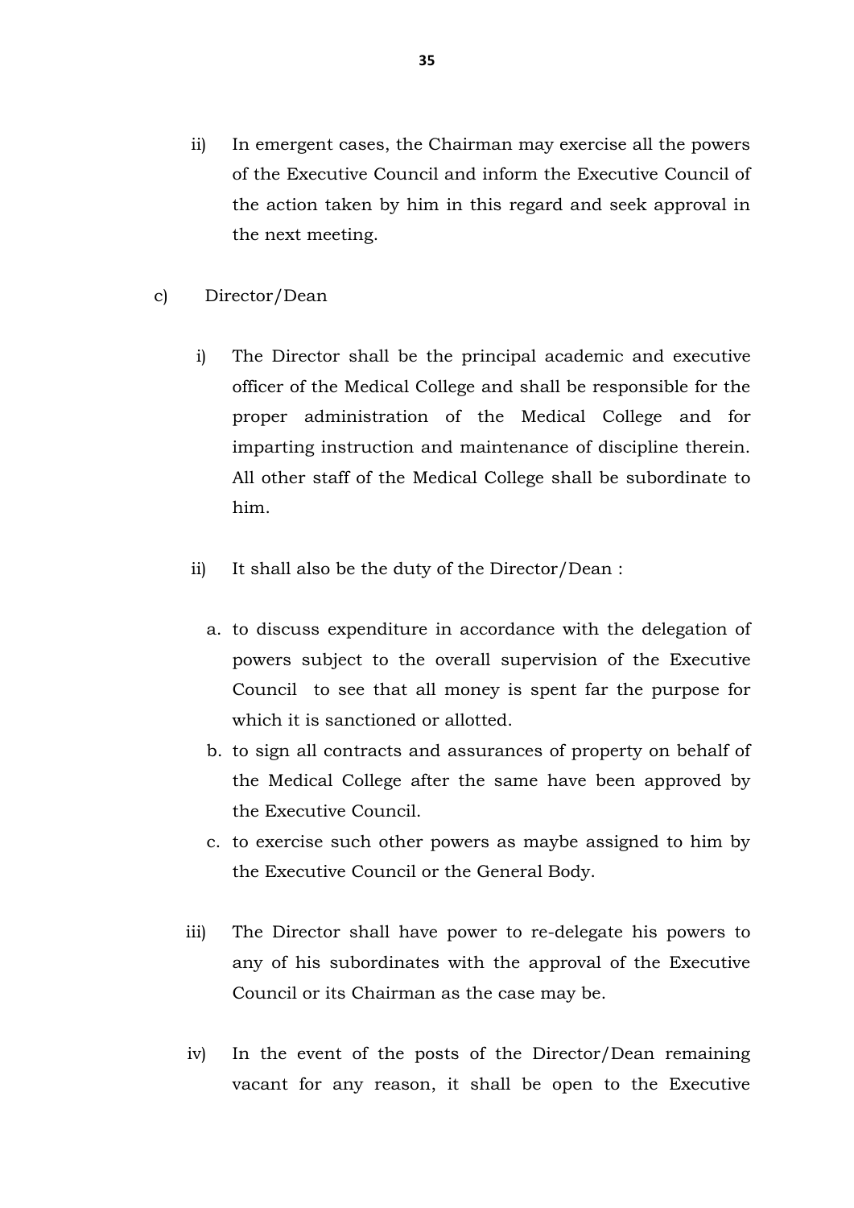ii) In emergent cases, the Chairman may exercise all the powers of the Executive Council and inform the Executive Council of the action taken by him in this regard and seek approval in the next meeting.

c) Director/Dean

i) The Director shall be the principal academic and executive officer of the Medical College and shall be responsible for the proper administration of the Medical College and for imparting instruction and maintenance of discipline therein. All other staff of the Medical College shall be subordinate to him.

ii) It shall also be the duty of the Director/Dean :

a. to discuss expenditure in accordance with the delegation of powers subject to the overall supervision of the Executive Council to see that all money is spent far the purpose for which it is sanctioned or allotted.
b. to sign all contracts and assurances of property on behalf of the Medical College after the same have been approved by the Executive Council.
c. to exercise such other powers as maybe assigned to him by the Executive Council or the General Body.

iii) The Director shall have power to re-delegate his powers to any of his subordinates with the approval of the Executive Council or its Chairman as the case may be.

iv) In the event of the posts of the Director/Dean remaining vacant for any reason, it shall be open to the Executive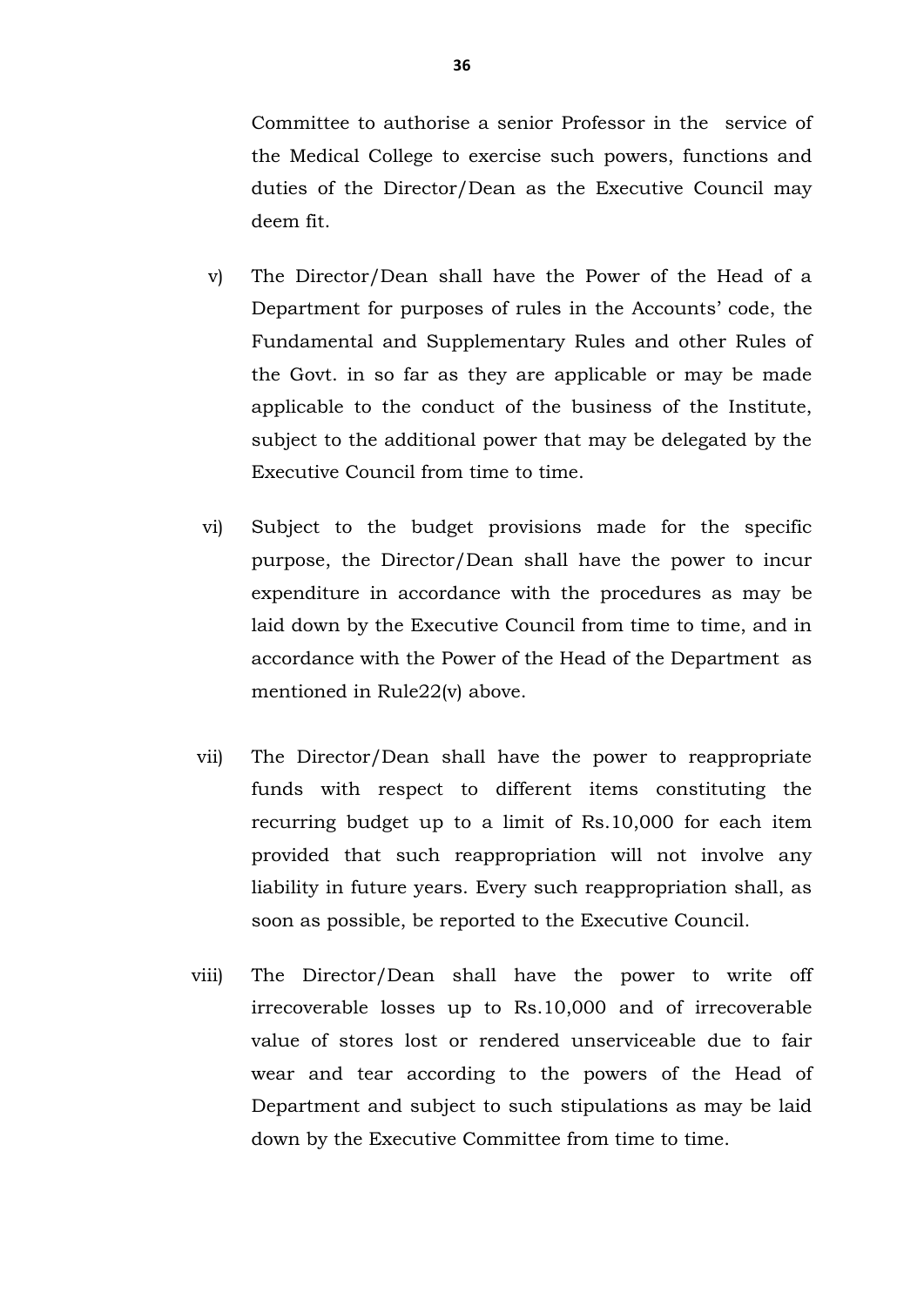Committee to authorise a senior Professor in the service of the Medical College to exercise such powers, functions and duties of the Director/Dean as the Executive Council may deem fit.

v) The Director/Dean shall have the Power of the Head of a Department for purposes of rules in the Accounts' code, the Fundamental and Supplementary Rules and other Rules of the Govt. in so far as they are applicable or may be made applicable to the conduct of the business of the Institute, subject to the additional power that may be delegated by the Executive Council from time to time.

vi) Subject to the budget provisions made for the specific purpose, the Director/Dean shall have the power to incur expenditure in accordance with the procedures as may be laid down by the Executive Council from time to time, and in accordance with the Power of the Head of the Department as mentioned in Rule22(v) above.

vii) The Director/Dean shall have the power to reappropriate funds with respect to different items constituting the recurring budget up to a limit of Rs.10,000 for each item provided that such reappropriation will not involve any liability in future years. Every such reappropriation shall, as soon as possible, be reported to the Executive Council.

viii) The Director/Dean shall have the power to write off irrecoverable losses up to Rs.10,000 and of irrecoverable value of stores lost or rendered unserviceable due to fair wear and tear according to the powers of the Head of Department and subject to such stipulations as may be laid down by the Executive Committee from time to time.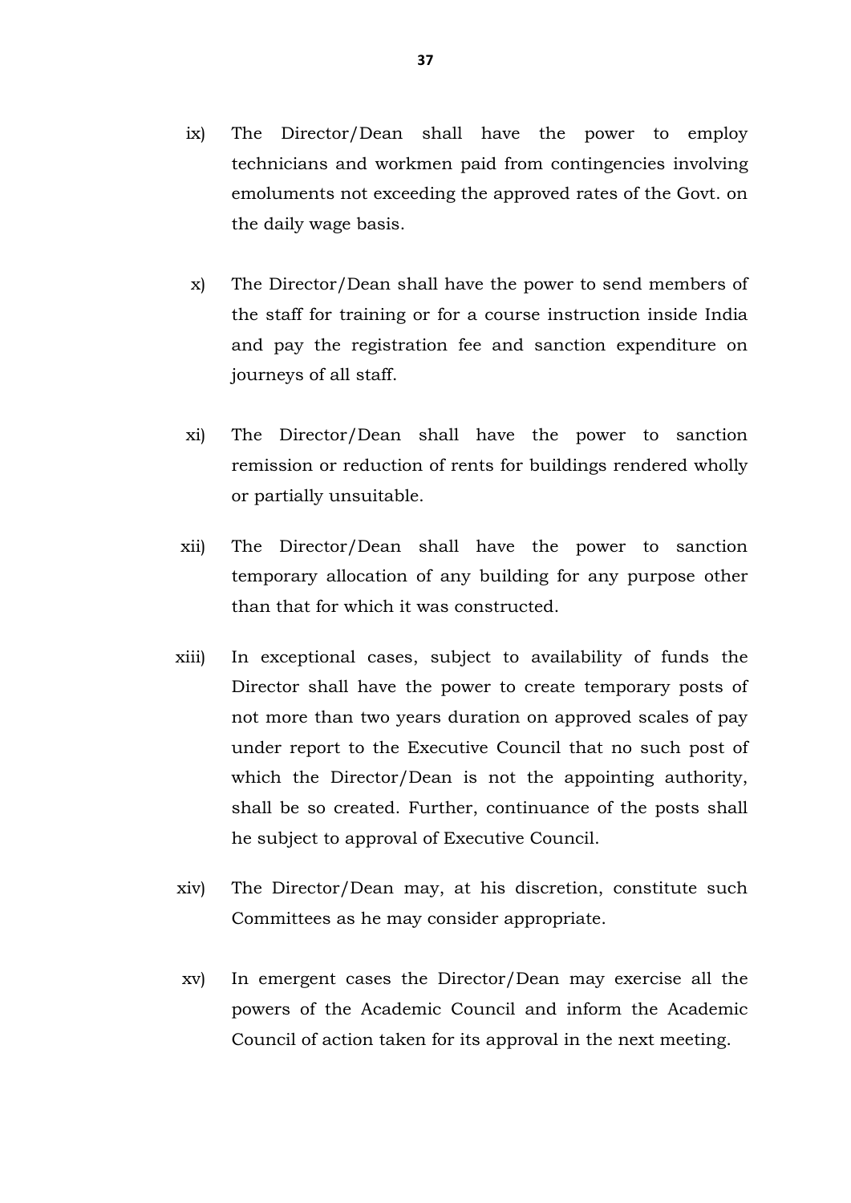ix) The Director/Dean shall have the power to employ technicians and workmen paid from contingencies involving emoluments not exceeding the approved rates of the Govt. on the daily wage basis.

x) The Director/Dean shall have the power to send members of the staff for training or for a course instruction inside India and pay the registration fee and sanction expenditure on journeys of all staff.

xi) The Director/Dean shall have the power to sanction remission or reduction of rents for buildings rendered wholly or partially unsuitable.

xii) The Director/Dean shall have the power to sanction temporary allocation of any building for any purpose other than that for which it was constructed.

xiii) In exceptional cases, subject to availability of funds the Director shall have the power to create temporary posts of not more than two years duration on approved scales of pay under report to the Executive Council that no such post of which the Director/Dean is not the appointing authority, shall be so created. Further, continuance of the posts shall he subject to approval of Executive Council.

xiv) The Director/Dean may, at his discretion, constitute such Committees as he may consider appropriate.

xv) In emergent cases the Director/Dean may exercise all the powers of the Academic Council and inform the Academic Council of action taken for its approval in the next meeting.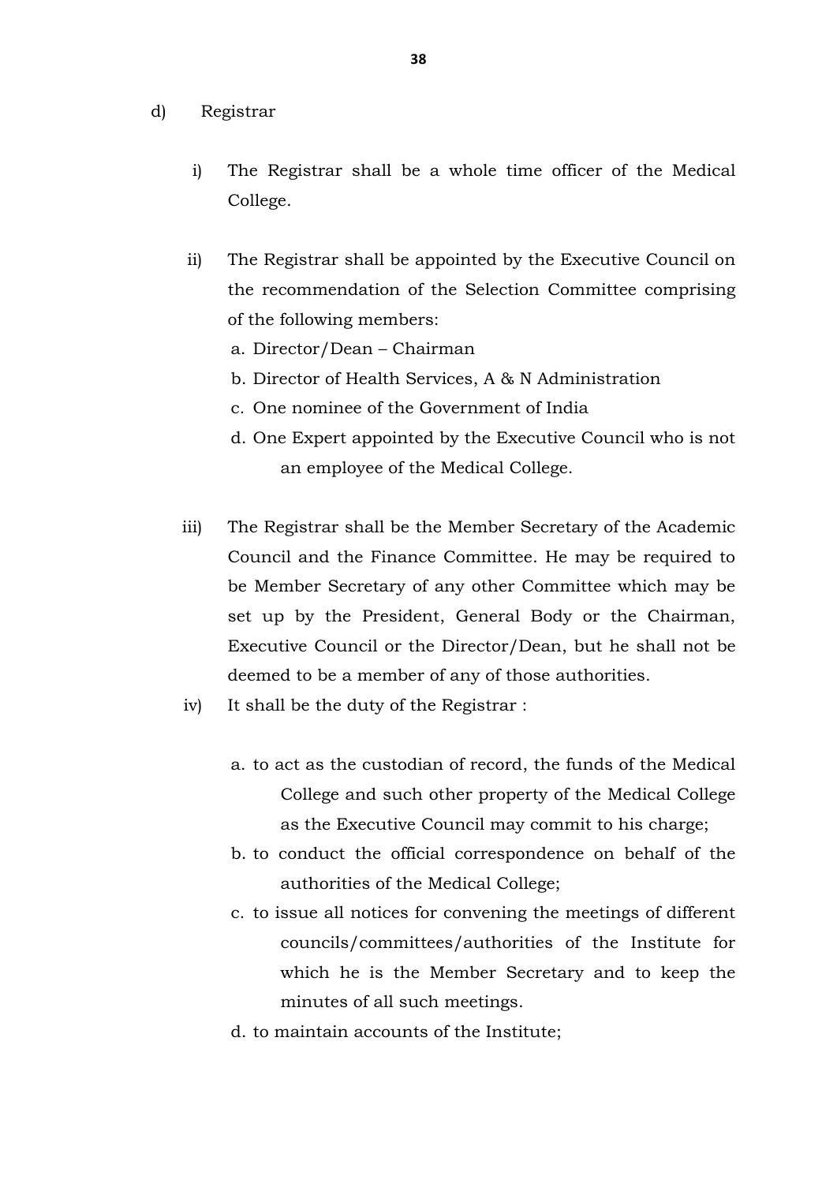d) Registrar

i) The Registrar shall be a whole time officer of the Medical College.

ii) The Registrar shall be appointed by the Executive Council on the recommendation of the Selection Committee comprising of the following members:

   a. Director/Dean – Chairman
   b. Director of Health Services, A & N Administration
   c. One nominee of the Government of India
   d. One Expert appointed by the Executive Council who is not an employee of the Medical College.

iii) The Registrar shall be the Member Secretary of the Academic Council and the Finance Committee. He may be required to be Member Secretary of any other Committee which may be set up by the President, General Body or the Chairman, Executive Council or the Director/Dean, but he shall not be deemed to be a member of any of those authorities.

iv) It shall be the duty of the Registrar :

   a. to act as the custodian of record, the funds of the Medical College and such other property of the Medical College as the Executive Council may commit to his charge;
   b. to conduct the official correspondence on behalf of the authorities of the Medical College;
   c. to issue all notices for convening the meetings of different councils/committees/authorities of the Institute for which he is the Member Secretary and to keep the minutes of all such meetings.
   d. to maintain accounts of the Institute;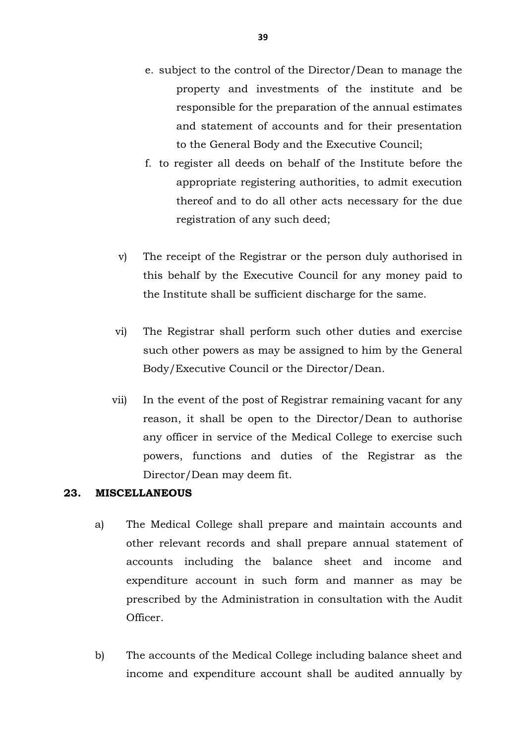e. subject to the control of the Director/Dean to manage the property and investments of the institute and be responsible for the preparation of the annual estimates and statement of accounts and for their presentation to the General Body and the Executive Council;

f. to register all deeds on behalf of the Institute before the appropriate registering authorities, to admit execution thereof and to do all other acts necessary for the due registration of any such deed;

v) The receipt of the Registrar or the person duly authorised in this behalf by the Executive Council for any money paid to the Institute shall be sufficient discharge for the same.

vi) The Registrar shall perform such other duties and exercise such other powers as may be assigned to him by the General Body/Executive Council or the Director/Dean.

vii) In the event of the post of Registrar remaining vacant for any reason, it shall be open to the Director/Dean to authorise any officer in service of the Medical College to exercise such powers, functions and duties of the Registrar as the Director/Dean may deem fit.

**23. MISCELLANEOUS**

a) The Medical College shall prepare and maintain accounts and other relevant records and shall prepare annual statement of accounts including the balance sheet and income and expenditure account in such form and manner as may be prescribed by the Administration in consultation with the Audit Officer.

b) The accounts of the Medical College including balance sheet and income and expenditure account shall be audited annually by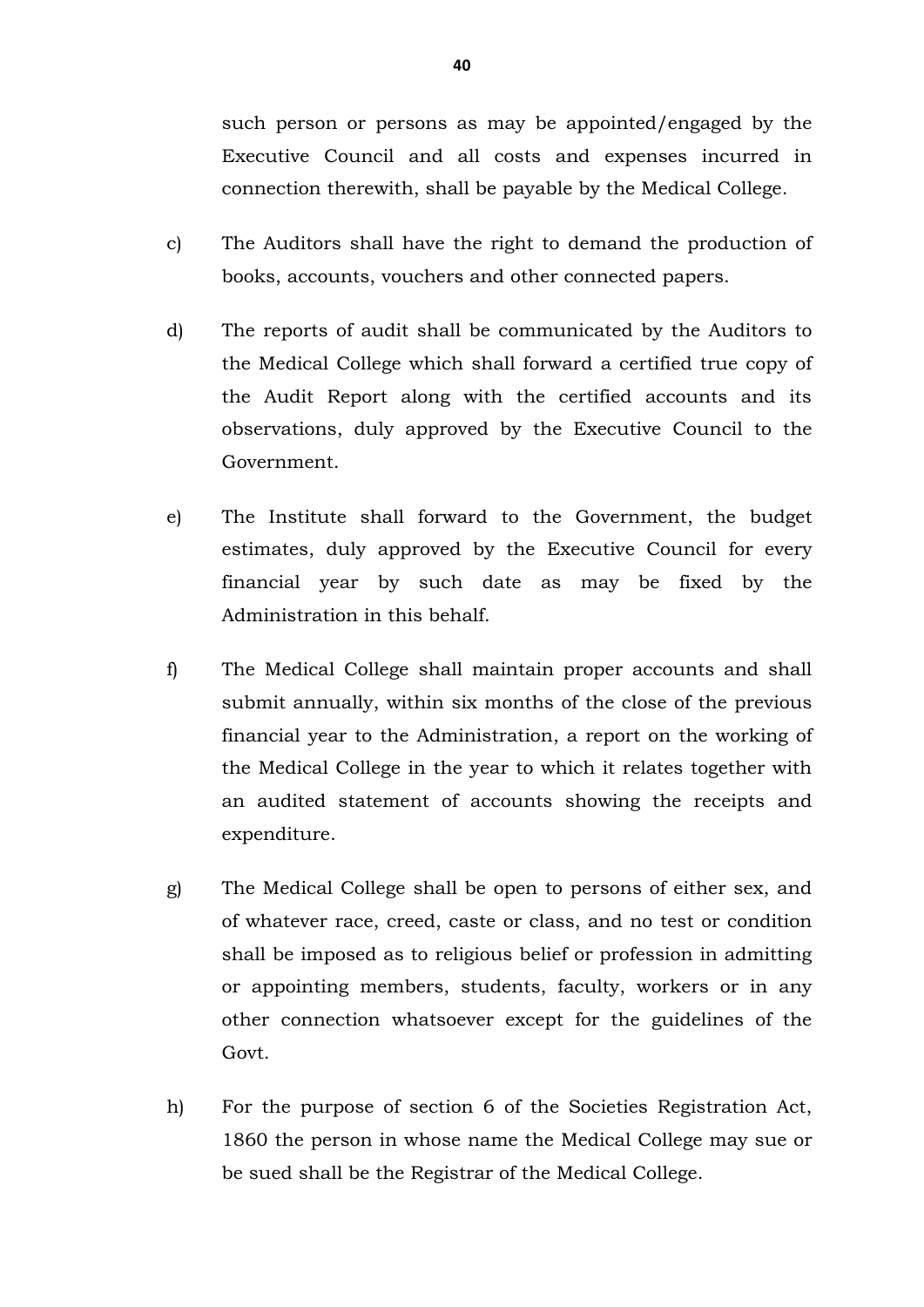such person or persons as may be appointed/engaged by the Executive Council and all costs and expenses incurred in connection therewith, shall be payable by the Medical College.

c) The Auditors shall have the right to demand the production of books, accounts, vouchers and other connected papers.

d) The reports of audit shall be communicated by the Auditors to the Medical College which shall forward a certified true copy of the Audit Report along with the certified accounts and its observations, duly approved by the Executive Council to the Government.

e) The Institute shall forward to the Government, the budget estimates, duly approved by the Executive Council for every financial year by such date as may be fixed by the Administration in this behalf.

f) The Medical College shall maintain proper accounts and shall submit annually, within six months of the close of the previous financial year to the Administration, a report on the working of the Medical College in the year to which it relates together with an audited statement of accounts showing the receipts and expenditure.

g) The Medical College shall be open to persons of either sex, and of whatever race, creed, caste or class, and no test or condition shall be imposed as to religious belief or profession in admitting or appointing members, students, faculty, workers or in any other connection whatsoever except for the guidelines of the Govt.

h) For the purpose of section 6 of the Societies Registration Act, 1860 the person in whose name the Medical College may sue or be sued shall be the Registrar of the Medical College.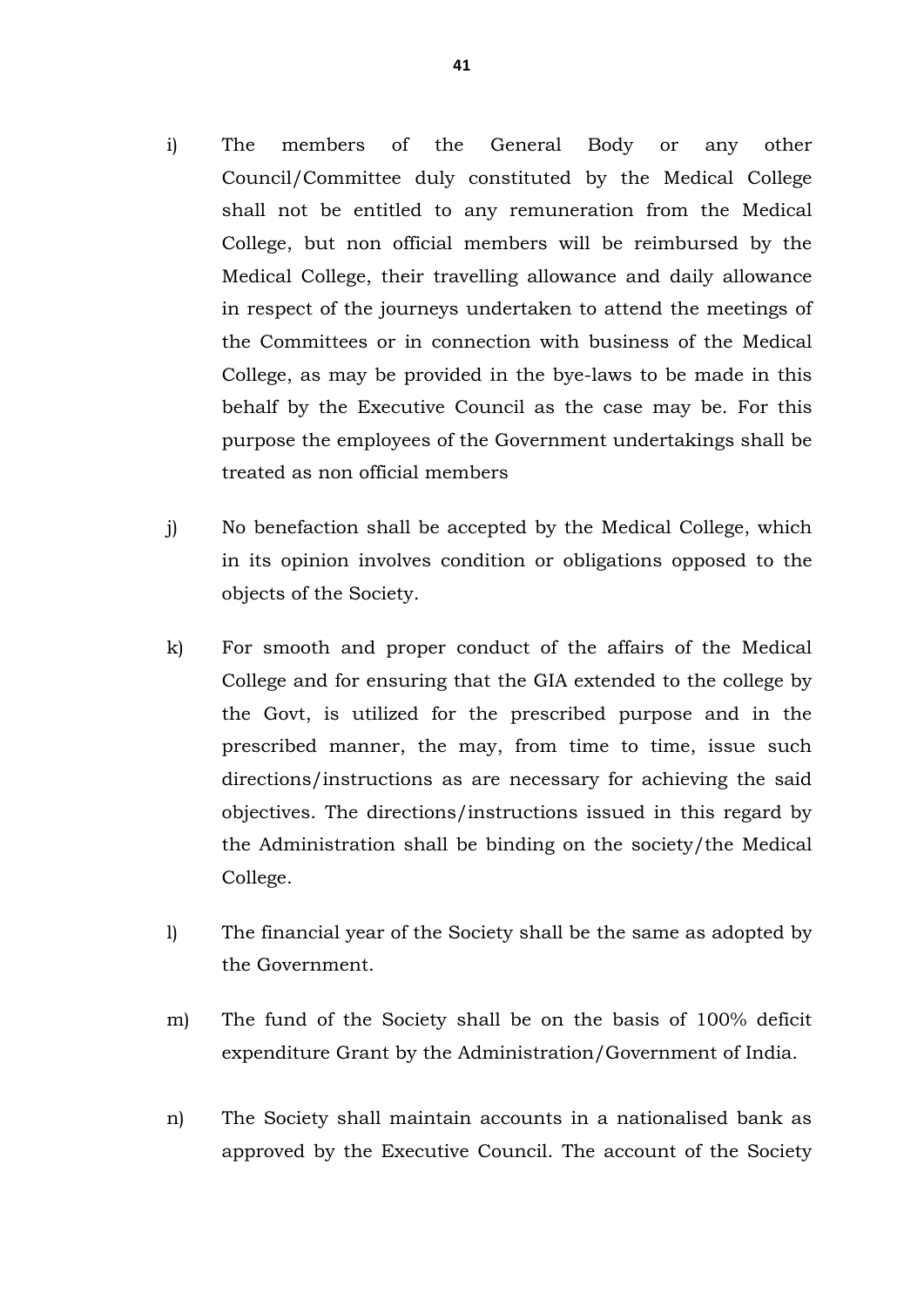i) The members of the General Body or any other Council/Committee duly constituted by the Medical College shall not be entitled to any remuneration from the Medical College, but non official members will be reimbursed by the Medical College, their travelling allowance and daily allowance in respect of the journeys undertaken to attend the meetings of the Committees or in connection with business of the Medical College, as may be provided in the bye-laws to be made in this behalf by the Executive Council as the case may be. For this purpose the employees of the Government undertakings shall be treated as non official members

j) No benefaction shall be accepted by the Medical College, which in its opinion involves condition or obligations opposed to the objects of the Society.

k) For smooth and proper conduct of the affairs of the Medical College and for ensuring that the GIA extended to the college by the Govt, is utilized for the prescribed purpose and in the prescribed manner, the may, from time to time, issue such directions/instructions as are necessary for achieving the said objectives. The directions/instructions issued in this regard by the Administration shall be binding on the society/the Medical College.

l) The financial year of the Society shall be the same as adopted by the Government.

m) The fund of the Society shall be on the basis of 100% deficit expenditure Grant by the Administration/Government of India.

n) The Society shall maintain accounts in a nationalised bank as approved by the Executive Council. The account of the Society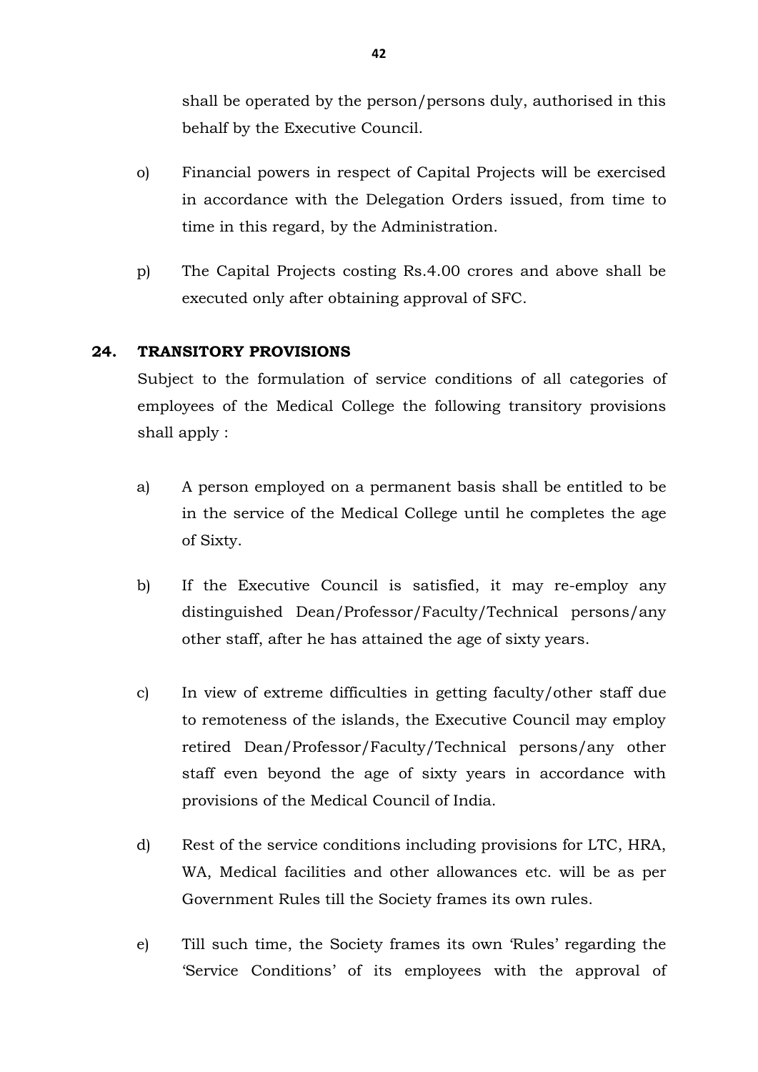shall be operated by the person/persons duly, authorised in this behalf by the Executive Council.

o) Financial powers in respect of Capital Projects will be exercised in accordance with the Delegation Orders issued, from time to time in this regard, by the Administration.

p) The Capital Projects costing Rs.4.00 crores and above shall be executed only after obtaining approval of SFC.

## 24. TRANSITORY PROVISIONS

Subject to the formulation of service conditions of all categories of employees of the Medical College the following transitory provisions shall apply :

a) A person employed on a permanent basis shall be entitled to be in the service of the Medical College until he completes the age of Sixty.

b) If the Executive Council is satisfied, it may re-employ any distinguished Dean/Professor/Faculty/Technical persons/any other staff, after he has attained the age of sixty years.

c) In view of extreme difficulties in getting faculty/other staff due to remoteness of the islands, the Executive Council may employ retired Dean/Professor/Faculty/Technical persons/any other staff even beyond the age of sixty years in accordance with provisions of the Medical Council of India.

d) Rest of the service conditions including provisions for LTC, HRA, WA, Medical facilities and other allowances etc. will be as per Government Rules till the Society frames its own rules.

e) Till such time, the Society frames its own 'Rules' regarding the 'Service Conditions' of its employees with the approval of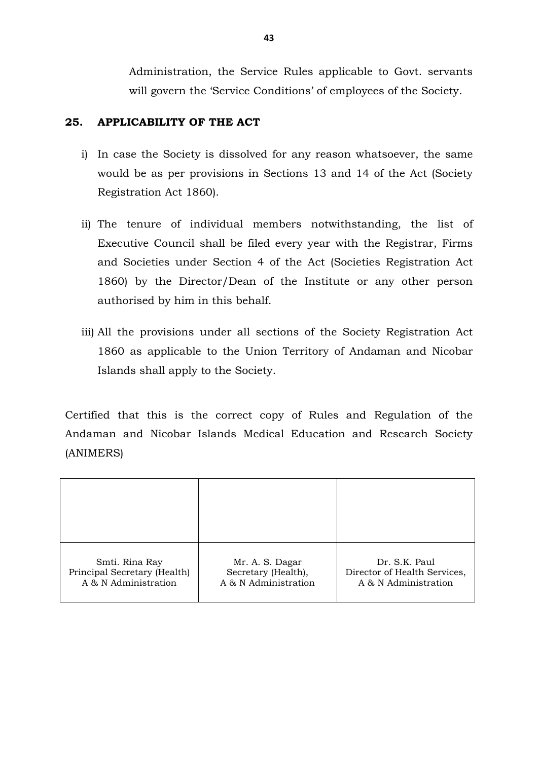Administration, the Service Rules applicable to Govt. servants will govern the 'Service Conditions' of employees of the Society.

## 25. APPLICABILITY OF THE ACT

i) In case the Society is dissolved for any reason whatsoever, the same would be as per provisions in Sections 13 and 14 of the Act (Society Registration Act 1860).

ii) The tenure of individual members notwithstanding, the list of Executive Council shall be filed every year with the Registrar, Firms and Societies under Section 4 of the Act (Societies Registration Act 1860) by the Director/Dean of the Institute or any other person authorised by him in this behalf.

iii) All the provisions under all sections of the Society Registration Act 1860 as applicable to the Union Territory of Andaman and Nicobar Islands shall apply to the Society.

Certified that this is the correct copy of Rules and Regulation of the Andaman and Nicobar Islands Medical Education and Research Society (ANIMERS)

| | | |
|---|---|---|
| | | |
| Smti. Rina Ray<br>Principal Secretary (Health)<br>A & N Administration | Mr. A. S. Dagar<br>Secretary (Health),<br>A & N Administration | Dr. S.K. Paul<br>Director of Health Services,<br>A & N Administration |